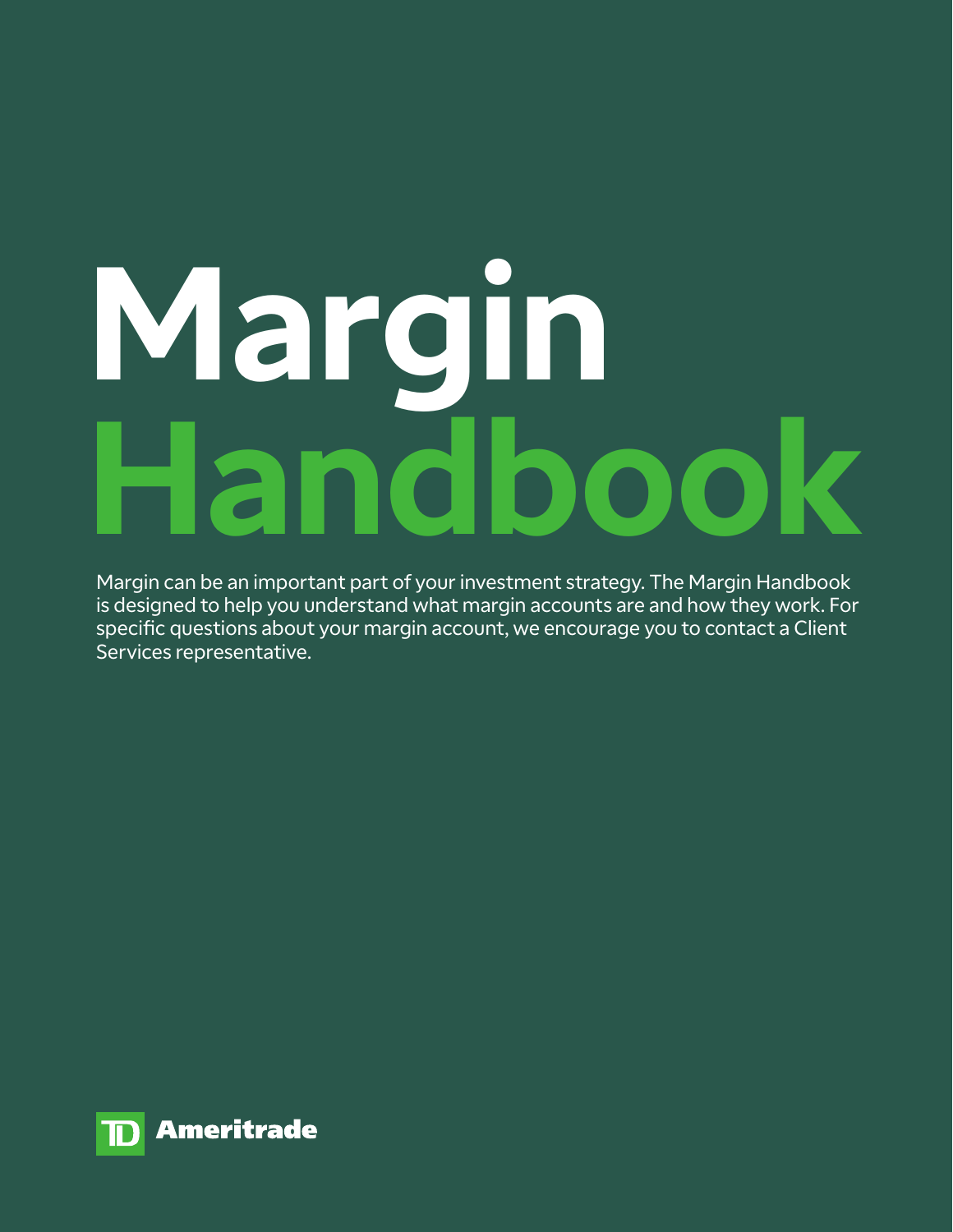# Margin Handbook

Margin can be an important part of your investment strategy. The Margin Handbook is designed to help you understand what margin accounts are and how they work. For specific questions about your margin account, we encourage you to contact a Client Services representative.

TD Ameritrade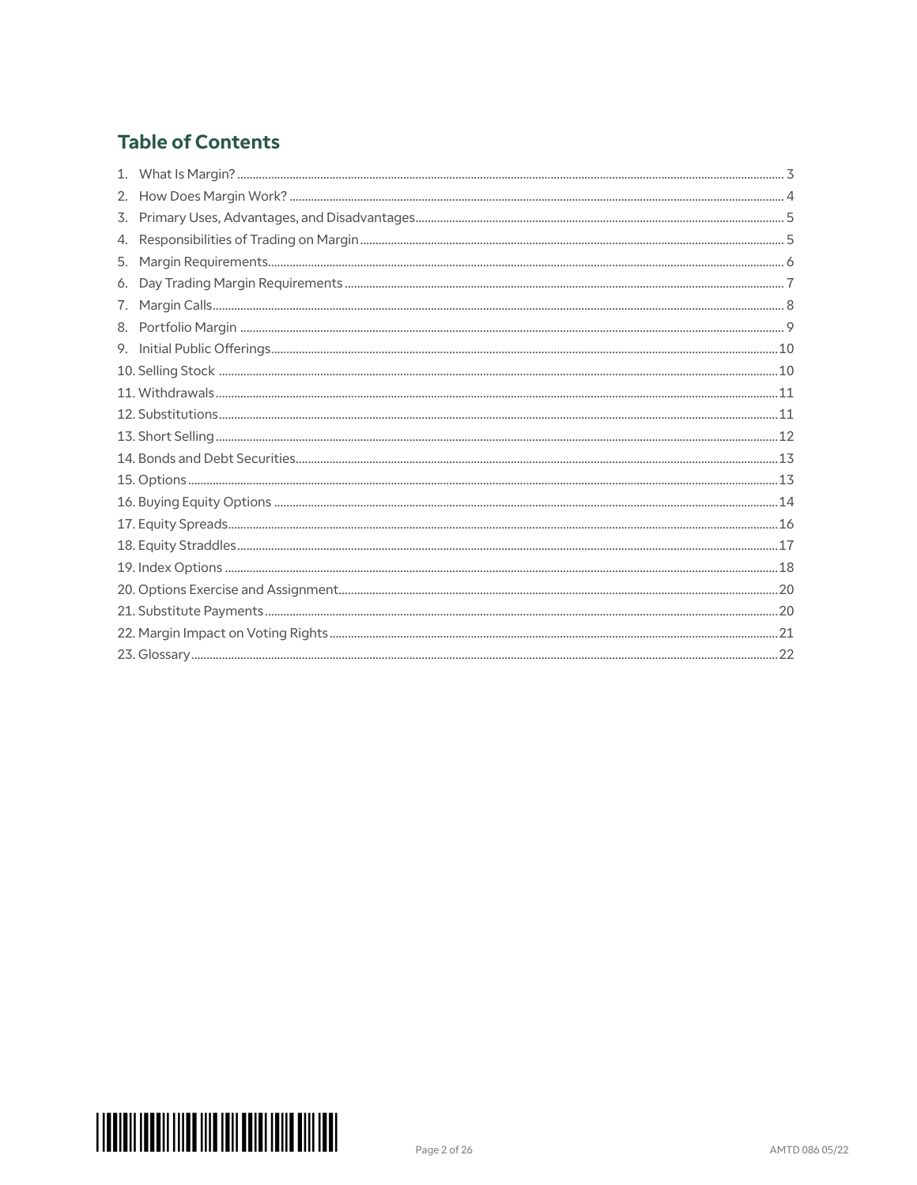## Table of Contents

1. What Is Margin? ..... 3
2. How Does Margin Work? ..... 4
3. Primary Uses, Advantages, and Disadvantages ..... 5
4. Responsibilities of Trading on Margin ..... 5
5. Margin Requirements ..... 6
6. Day Trading Margin Requirements ..... 7
7. Margin Calls ..... 8
8. Portfolio Margin ..... 9
9. Initial Public Offerings ..... 10
10. Selling Stock ..... 10
11. Withdrawals ..... 11
12. Substitutions ..... 11
13. Short Selling ..... 12
14. Bonds and Debt Securities ..... 13
15. Options ..... 13
16. Buying Equity Options ..... 14
17. Equity Spreads ..... 16
18. Equity Straddles ..... 17
19. Index Options ..... 18
20. Options Exercise and Assignment ..... 20
21. Substitute Payments ..... 20
22. Margin Impact on Voting Rights ..... 21
23. Glossary ..... 22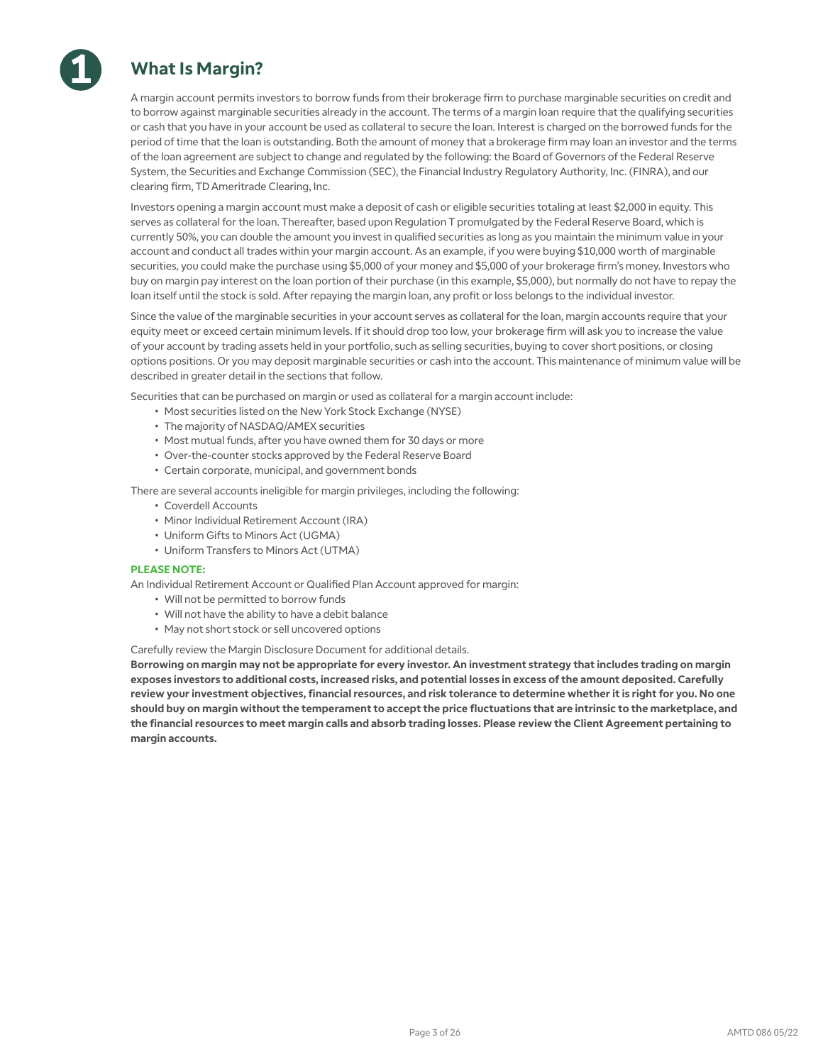# 1 What Is Margin?

A margin account permits investors to borrow funds from their brokerage firm to purchase marginable securities on credit and to borrow against marginable securities already in the account. The terms of a margin loan require that the qualifying securities or cash that you have in your account be used as collateral to secure the loan. Interest is charged on the borrowed funds for the period of time that the loan is outstanding. Both the amount of money that a brokerage firm may loan an investor and the terms of the loan agreement are subject to change and regulated by the following: the Board of Governors of the Federal Reserve System, the Securities and Exchange Commission (SEC), the Financial Industry Regulatory Authority, Inc. (FINRA), and our clearing firm, TD Ameritrade Clearing, Inc.

Investors opening a margin account must make a deposit of cash or eligible securities totaling at least $2,000 in equity. This serves as collateral for the loan. Thereafter, based upon Regulation T promulgated by the Federal Reserve Board, which is currently 50%, you can double the amount you invest in qualified securities as long as you maintain the minimum value in your account and conduct all trades within your margin account. As an example, if you were buying $10,000 worth of marginable securities, you could make the purchase using $5,000 of your money and $5,000 of your brokerage firm's money. Investors who buy on margin pay interest on the loan portion of their purchase (in this example, $5,000), but normally do not have to repay the loan itself until the stock is sold. After repaying the margin loan, any profit or loss belongs to the individual investor.

Since the value of the marginable securities in your account serves as collateral for the loan, margin accounts require that your equity meet or exceed certain minimum levels. If it should drop too low, your brokerage firm will ask you to increase the value of your account by trading assets held in your portfolio, such as selling securities, buying to cover short positions, or closing options positions. Or you may deposit marginable securities or cash into the account. This maintenance of minimum value will be described in greater detail in the sections that follow.

Securities that can be purchased on margin or used as collateral for a margin account include:

- Most securities listed on the New York Stock Exchange (NYSE)
- The majority of NASDAQ/AMEX securities
- Most mutual funds, after you have owned them for 30 days or more
- Over-the-counter stocks approved by the Federal Reserve Board
- Certain corporate, municipal, and government bonds

There are several accounts ineligible for margin privileges, including the following:

- Coverdell Accounts
- Minor Individual Retirement Account (IRA)
- Uniform Gifts to Minors Act (UGMA)
- Uniform Transfers to Minors Act (UTMA)

**PLEASE NOTE:**

An Individual Retirement Account or Qualified Plan Account approved for margin:

- Will not be permitted to borrow funds
- Will not have the ability to have a debit balance
- May not short stock or sell uncovered options

Carefully review the Margin Disclosure Document for additional details.

**Borrowing on margin may not be appropriate for every investor. An investment strategy that includes trading on margin exposes investors to additional costs, increased risks, and potential losses in excess of the amount deposited. Carefully review your investment objectives, financial resources, and risk tolerance to determine whether it is right for you. No one should buy on margin without the temperament to accept the price fluctuations that are intrinsic to the marketplace, and the financial resources to meet margin calls and absorb trading losses. Please review the Client Agreement pertaining to margin accounts.**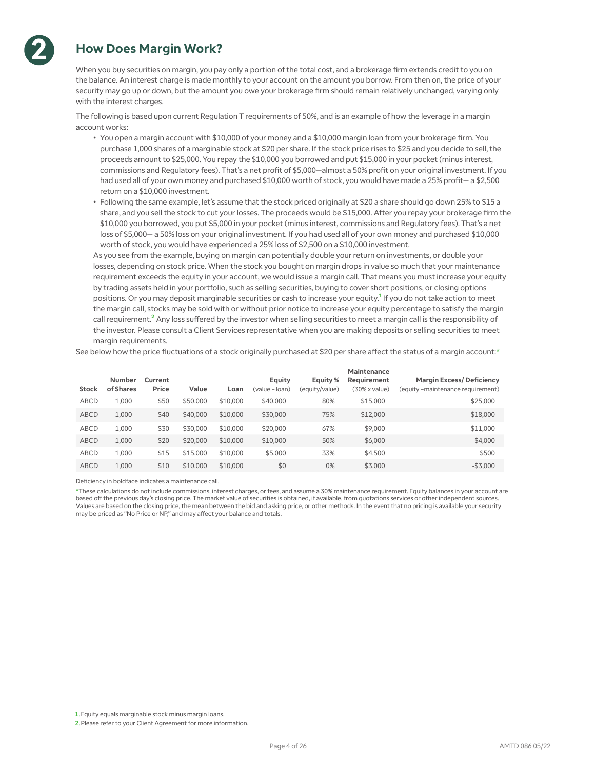## 2 How Does Margin Work?

When you buy securities on margin, you pay only a portion of the total cost, and a brokerage firm extends credit to you on the balance. An interest charge is made monthly to your account on the amount you borrow. From then on, the price of your security may go up or down, but the amount you owe your brokerage firm should remain relatively unchanged, varying only with the interest charges.

The following is based upon current Regulation T requirements of 50%, and is an example of how the leverage in a margin account works:

- You open a margin account with $10,000 of your money and a $10,000 margin loan from your brokerage firm. You purchase 1,000 shares of a marginable stock at $20 per share. If the stock price rises to $25 and you decide to sell, the proceeds amount to $25,000. You repay the $10,000 you borrowed and put $15,000 in your pocket (minus interest, commissions and Regulatory fees). That's a net profit of $5,000—almost a 50% profit on your original investment. If you had used all of your own money and purchased $10,000 worth of stock, you would have made a 25% profit— a $2,500 return on a $10,000 investment.
- Following the same example, let's assume that the stock priced originally at $20 a share should go down 25% to $15 a share, and you sell the stock to cut your losses. The proceeds would be $15,000. After you repay your brokerage firm the $10,000 you borrowed, you put $5,000 in your pocket (minus interest, commissions and Regulatory fees). That's a net loss of $5,000— a 50% loss on your original investment. If you had used all of your own money and purchased $10,000 worth of stock, you would have experienced a 25% loss of $2,500 on a $10,000 investment.

As you see from the example, buying on margin can potentially double your return on investments, or double your losses, depending on stock price. When the stock you bought on margin drops in value so much that your maintenance requirement exceeds the equity in your account, we would issue a margin call. That means you must increase your equity by trading assets held in your portfolio, such as selling securities, buying to cover short positions, or closing options positions. Or you may deposit marginable securities or cash to increase your equity.[1] If you do not take action to meet the margin call, stocks may be sold with or without prior notice to increase your equity percentage to satisfy the margin call requirement.[2] Any loss suffered by the investor when selling securities to meet a margin call is the responsibility of the investor. Please consult a Client Services representative when you are making deposits or selling securities to meet margin requirements.

See below how the price fluctuations of a stock originally purchased at $20 per share affect the status of a margin account:*

| Stock | Number of Shares | Current Price | Value | Loan | Equity (value – loan) | Equity % (equity/value) | Maintenance Requirement (30% x value) | Margin Excess/ Deficiency (equity –maintenance requirement) |
|---|---|---|---|---|---|---|---|---|
| ABCD | 1,000 | $50 | $50,000 | $10,000 | $40,000 | 80% | $15,000 | $25,000 |
| ABCD | 1,000 | $40 | $40,000 | $10,000 | $30,000 | 75% | $12,000 | $18,000 |
| ABCD | 1,000 | $30 | $30,000 | $10,000 | $20,000 | 67% | $9,000 | $11,000 |
| ABCD | 1,000 | $20 | $20,000 | $10,000 | $10,000 | 50% | $6,000 | $4,000 |
| ABCD | 1,000 | $15 | $15,000 | $10,000 | $5,000 | 33% | $4,500 | $500 |
| ABCD | 1,000 | $10 | $10,000 | $10,000 | $0 | 0% | $3,000 | -$3,000 |

Deficiency in boldface indicates a maintenance call.

*These calculations do not include commissions, interest charges, or fees, and assume a 30% maintenance requirement. Equity balances in your account are based off the previous day's closing price. The market value of securities is obtained, if available, from quotations services or other independent sources. Values are based on the closing price, the mean between the bid and asking price, or other methods. In the event that no pricing is available your security may be priced as "No Price or NP," and may affect your balance and totals.

1. Equity equals marginable stock minus margin loans.
2. Please refer to your Client Agreement for more information.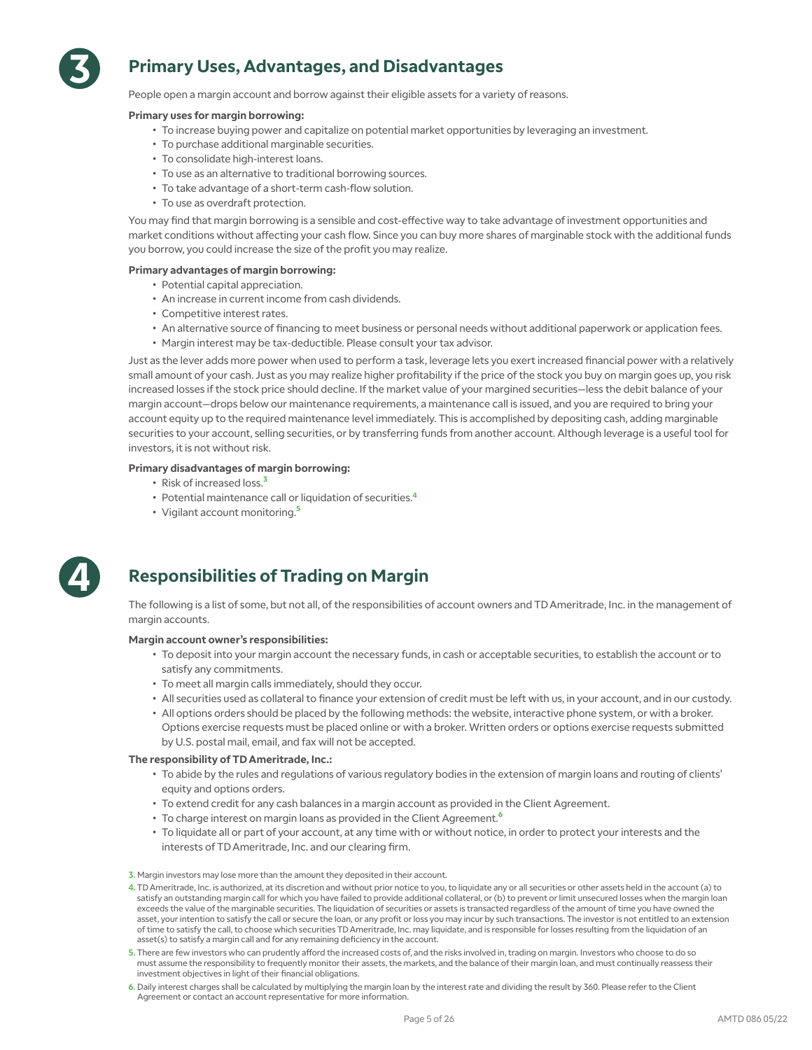## 3 Primary Uses, Advantages, and Disadvantages

People open a margin account and borrow against their eligible assets for a variety of reasons.

**Primary uses for margin borrowing:**

- To increase buying power and capitalize on potential market opportunities by leveraging an investment.
- To purchase additional marginable securities.
- To consolidate high-interest loans.
- To use as an alternative to traditional borrowing sources.
- To take advantage of a short-term cash-flow solution.
- To use as overdraft protection.

You may find that margin borrowing is a sensible and cost-effective way to take advantage of investment opportunities and market conditions without affecting your cash flow. Since you can buy more shares of marginable stock with the additional funds you borrow, you could increase the size of the profit you may realize.

**Primary advantages of margin borrowing:**

- Potential capital appreciation.
- An increase in current income from cash dividends.
- Competitive interest rates.
- An alternative source of financing to meet business or personal needs without additional paperwork or application fees.
- Margin interest may be tax-deductible. Please consult your tax advisor.

Just as the lever adds more power when used to perform a task, leverage lets you exert increased financial power with a relatively small amount of your cash. Just as you may realize higher profitability if the price of the stock you buy on margin goes up, you risk increased losses if the stock price should decline. If the market value of your margined securities—less the debit balance of your margin account—drops below our maintenance requirements, a maintenance call is issued, and you are required to bring your account equity up to the required maintenance level immediately. This is accomplished by depositing cash, adding marginable securities to your account, selling securities, or by transferring funds from another account. Although leverage is a useful tool for investors, it is not without risk.

**Primary disadvantages of margin borrowing:**

- Risk of increased loss.[3]
- Potential maintenance call or liquidation of securities.[4]
- Vigilant account monitoring.[5]

## 4 Responsibilities of Trading on Margin

The following is a list of some, but not all, of the responsibilities of account owners and TD Ameritrade, Inc. in the management of margin accounts.

**Margin account owner's responsibilities:**

- To deposit into your margin account the necessary funds, in cash or acceptable securities, to establish the account or to satisfy any commitments.
- To meet all margin calls immediately, should they occur.
- All securities used as collateral to finance your extension of credit must be left with us, in your account, and in our custody.
- All options orders should be placed by the following methods: the website, interactive phone system, or with a broker. Options exercise requests must be placed online or with a broker. Written orders or options exercise requests submitted by U.S. postal mail, email, and fax will not be accepted.

**The responsibility of TD Ameritrade, Inc.:**

- To abide by the rules and regulations of various regulatory bodies in the extension of margin loans and routing of clients' equity and options orders.
- To extend credit for any cash balances in a margin account as provided in the Client Agreement.
- To charge interest on margin loans as provided in the Client Agreement.[6]
- To liquidate all or part of your account, at any time with or without notice, in order to protect your interests and the interests of TD Ameritrade, Inc. and our clearing firm.

3. Margin investors may lose more than the amount they deposited in their account.

4. TD Ameritrade, Inc. is authorized, at its discretion and without prior notice to you, to liquidate any or all securities or other assets held in the account (a) to satisfy an outstanding margin call for which you have failed to provide additional collateral, or (b) to prevent or limit unsecured losses when the margin loan exceeds the value of the marginable securities. The liquidation of securities or assets is transacted regardless of the amount of time you have owned the asset, your intention to satisfy the call or secure the loan, or any profit or loss you may incur by such transactions. The investor is not entitled to an extension of time to satisfy the call, to choose which securities TD Ameritrade, Inc. may liquidate, and is responsible for losses resulting from the liquidation of an asset(s) to satisfy a margin call and for any remaining deficiency in the account.

5. There are few investors who can prudently afford the increased costs of, and the risks involved in, trading on margin. Investors who choose to do so must assume the responsibility to frequently monitor their assets, the markets, and the balance of their margin loan, and must continually reassess their investment objectives in light of their financial obligations.

6. Daily interest charges shall be calculated by multiplying the margin loan by the interest rate and dividing the result by 360. Please refer to the Client Agreement or contact an account representative for more information.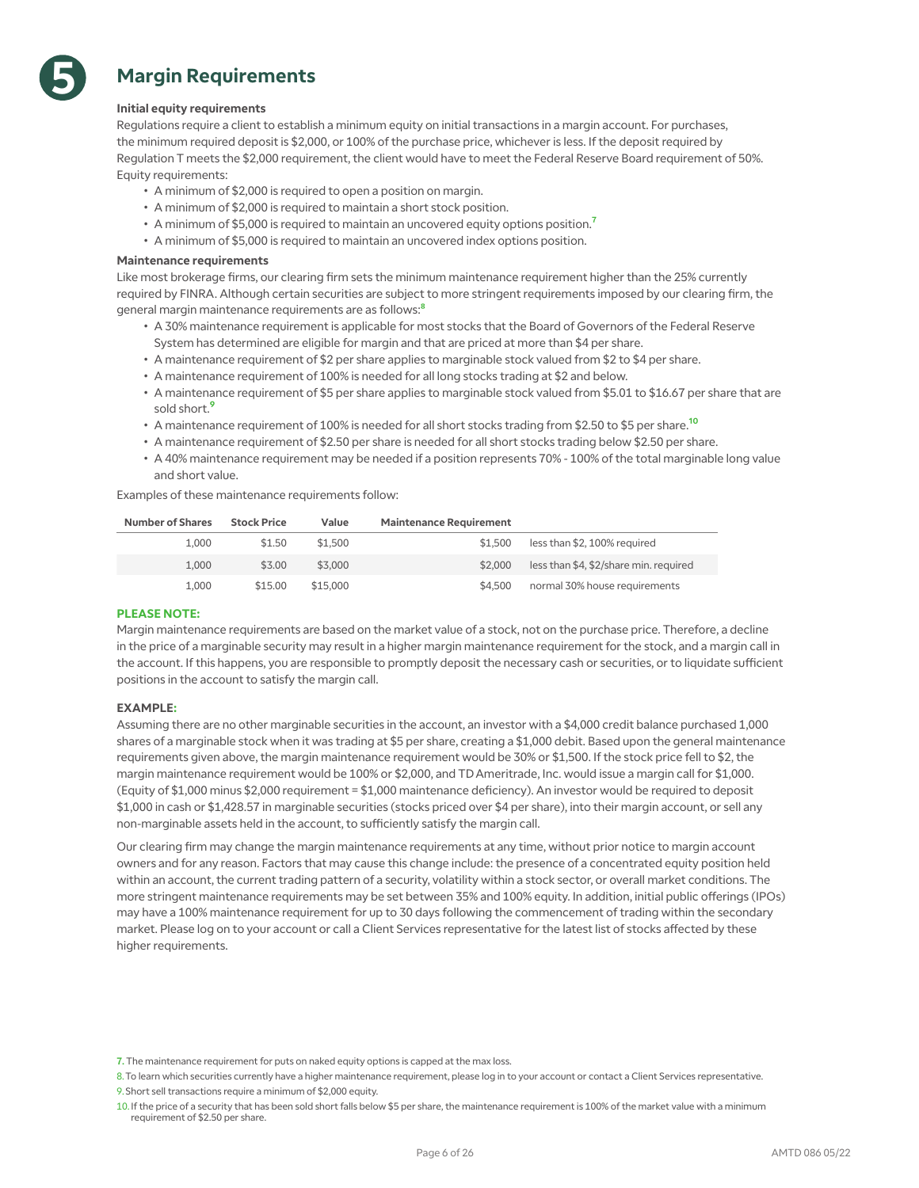# 5 Margin Requirements

**Initial equity requirements**

Regulations require a client to establish a minimum equity on initial transactions in a margin account. For purchases, the minimum required deposit is $2,000, or 100% of the purchase price, whichever is less. If the deposit required by Regulation T meets the $2,000 requirement, the client would have to meet the Federal Reserve Board requirement of 50%. Equity requirements:

- A minimum of $2,000 is required to open a position on margin.
- A minimum of $2,000 is required to maintain a short stock position.
- A minimum of $5,000 is required to maintain an uncovered equity options position.[7]
- A minimum of $5,000 is required to maintain an uncovered index options position.

**Maintenance requirements**

Like most brokerage firms, our clearing firm sets the minimum maintenance requirement higher than the 25% currently required by FINRA. Although certain securities are subject to more stringent requirements imposed by our clearing firm, the general margin maintenance requirements are as follows:[8]

- A 30% maintenance requirement is applicable for most stocks that the Board of Governors of the Federal Reserve System has determined are eligible for margin and that are priced at more than $4 per share.
- A maintenance requirement of $2 per share applies to marginable stock valued from $2 to $4 per share.
- A maintenance requirement of 100% is needed for all long stocks trading at $2 and below.
- A maintenance requirement of $5 per share applies to marginable stock valued from $5.01 to $16.67 per share that are sold short.[9]
- A maintenance requirement of 100% is needed for all short stocks trading from $2.50 to $5 per share.[10]
- A maintenance requirement of $2.50 per share is needed for all short stocks trading below $2.50 per share.
- A 40% maintenance requirement may be needed if a position represents 70% - 100% of the total marginable long value and short value.

Examples of these maintenance requirements follow:

| Number of Shares | Stock Price | Value | Maintenance Requirement | |
|---|---|---|---|---|
| 1,000 | $1.50 | $1,500 | $1,500 | less than $2, 100% required |
| 1,000 | $3.00 | $3,000 | $2,000 | less than $4, $2/share min. required |
| 1,000 | $15.00 | $15,000 | $4,500 | normal 30% house requirements |

**PLEASE NOTE:**

Margin maintenance requirements are based on the market value of a stock, not on the purchase price. Therefore, a decline in the price of a marginable security may result in a higher margin maintenance requirement for the stock, and a margin call in the account. If this happens, you are responsible to promptly deposit the necessary cash or securities, or to liquidate sufficient positions in the account to satisfy the margin call.

**EXAMPLE:**

Assuming there are no other marginable securities in the account, an investor with a $4,000 credit balance purchased 1,000 shares of a marginable stock when it was trading at $5 per share, creating a $1,000 debit. Based upon the general maintenance requirements given above, the margin maintenance requirement would be 30% or $1,500. If the stock price fell to $2, the margin maintenance requirement would be 100% or $2,000, and TD Ameritrade, Inc. would issue a margin call for $1,000. (Equity of $1,000 minus $2,000 requirement = $1,000 maintenance deficiency). An investor would be required to deposit $1,000 in cash or $1,428.57 in marginable securities (stocks priced over $4 per share), into their margin account, or sell any non-marginable assets held in the account, to sufficiently satisfy the margin call.

Our clearing firm may change the margin maintenance requirements at any time, without prior notice to margin account owners and for any reason. Factors that may cause this change include: the presence of a concentrated equity position held within an account, the current trading pattern of a security, volatility within a stock sector, or overall market conditions. The more stringent maintenance requirements may be set between 35% and 100% equity. In addition, initial public offerings (IPOs) may have a 100% maintenance requirement for up to 30 days following the commencement of trading within the secondary market. Please log on to your account or call a Client Services representative for the latest list of stocks affected by these higher requirements.

7. The maintenance requirement for puts on naked equity options is capped at the max loss.

8. To learn which securities currently have a higher maintenance requirement, please log in to your account or contact a Client Services representative.

9. Short sell transactions require a minimum of $2,000 equity.

10. If the price of a security that has been sold short falls below $5 per share, the maintenance requirement is 100% of the market value with a minimum requirement of $2.50 per share.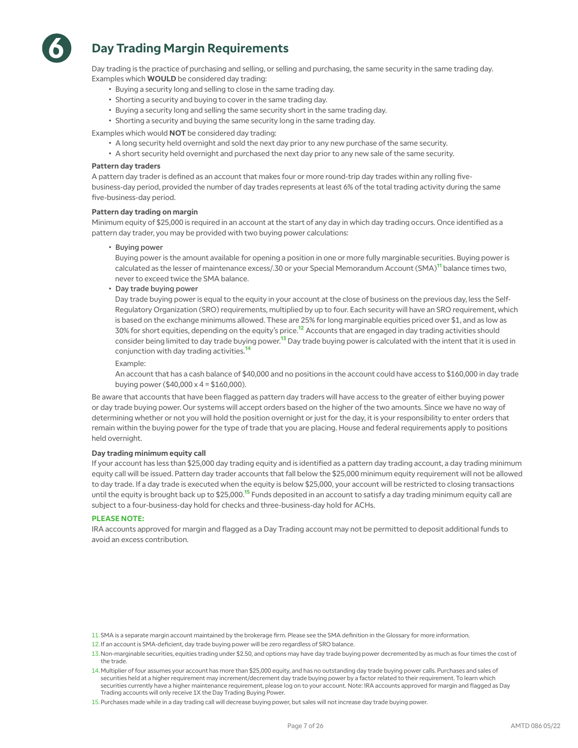# 6 Day Trading Margin Requirements

Day trading is the practice of purchasing and selling, or selling and purchasing, the same security in the same trading day. Examples which **WOULD** be considered day trading:

- Buying a security long and selling to close in the same trading day.
- Shorting a security and buying to cover in the same trading day.
- Buying a security long and selling the same security short in the same trading day.
- Shorting a security and buying the same security long in the same trading day.

Examples which would **NOT** be considered day trading:

- A long security held overnight and sold the next day prior to any new purchase of the same security.
- A short security held overnight and purchased the next day prior to any new sale of the same security.

**Pattern day traders**

A pattern day trader is defined as an account that makes four or more round-trip day trades within any rolling five-business-day period, provided the number of day trades represents at least 6% of the total trading activity during the same five-business-day period.

**Pattern day trading on margin**

Minimum equity of $25,000 is required in an account at the start of any day in which day trading occurs. Once identified as a pattern day trader, you may be provided with two buying power calculations:

- Buying power

  Buying power is the amount available for opening a position in one or more fully marginable securities. Buying power is calculated as the lesser of maintenance excess/.30 or your Special Memorandum Account (SMA)[11] balance times two, never to exceed twice the SMA balance.

- Day trade buying power

  Day trade buying power is equal to the equity in your account at the close of business on the previous day, less the Self-Regulatory Organization (SRO) requirements, multiplied by up to four. Each security will have an SRO requirement, which is based on the exchange minimums allowed. These are 25% for long marginable equities priced over $1, and as low as 30% for short equities, depending on the equity's price.[12] Accounts that are engaged in day trading activities should consider being limited to day trade buying power.[13] Day trade buying power is calculated with the intent that it is used in conjunction with day trading activities.[14]

  Example:

  An account that has a cash balance of $40,000 and no positions in the account could have access to $160,000 in day trade buying power ($40,000 x 4 = $160,000).

Be aware that accounts that have been flagged as pattern day traders will have access to the greater of either buying power or day trade buying power. Our systems will accept orders based on the higher of the two amounts. Since we have no way of determining whether or not you will hold the position overnight or just for the day, it is your responsibility to enter orders that remain within the buying power for the type of trade that you are placing. House and federal requirements apply to positions held overnight.

**Day trading minimum equity call**

If your account has less than $25,000 day trading equity and is identified as a pattern day trading account, a day trading minimum equity call will be issued. Pattern day trader accounts that fall below the $25,000 minimum equity requirement will not be allowed to day trade. If a day trade is executed when the equity is below $25,000, your account will be restricted to closing transactions until the equity is brought back up to $25,000.[15] Funds deposited in an account to satisfy a day trading minimum equity call are subject to a four-business-day hold for checks and three-business-day hold for ACHs.

**PLEASE NOTE:**

IRA accounts approved for margin and flagged as a Day Trading account may not be permitted to deposit additional funds to avoid an excess contribution.

---

11. SMA is a separate margin account maintained by the brokerage firm. Please see the SMA definition in the Glossary for more information.
12. If an account is SMA-deficient, day trade buying power will be zero regardless of SRO balance.
13. Non-marginable securities, equities trading under $2.50, and options may have day trade buying power decremented by as much as four times the cost of the trade.
14. Multiplier of four assumes your account has more than $25,000 equity, and has no outstanding day trade buying power calls. Purchases and sales of securities held at a higher requirement may increment/decrement day trade buying power by a factor related to their requirement. To learn which securities currently have a higher maintenance requirement, please log on to your account. Note: IRA accounts approved for margin and flagged as Day Trading accounts will only receive 1X the Day Trading Buying Power.
15. Purchases made while in a day trading call will decrease buying power, but sales will not increase day trade buying power.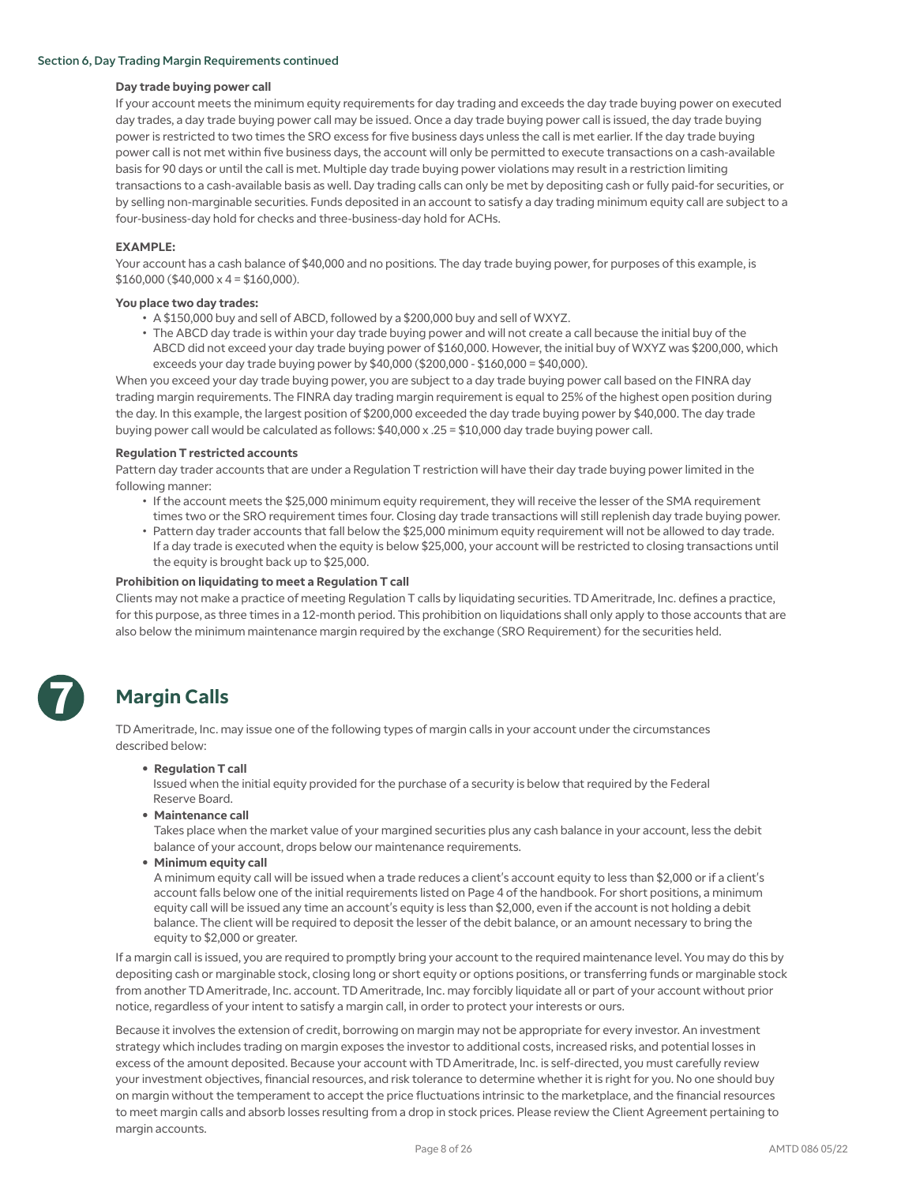Section 6, Day Trading Margin Requirements continued

### Day trade buying power call

If your account meets the minimum equity requirements for day trading and exceeds the day trade buying power on executed day trades, a day trade buying power call may be issued. Once a day trade buying power call is issued, the day trade buying power is restricted to two times the SRO excess for five business days unless the call is met earlier. If the day trade buying power call is not met within five business days, the account will only be permitted to execute transactions on a cash-available basis for 90 days or until the call is met. Multiple day trade buying power violations may result in a restriction limiting transactions to a cash-available basis as well. Day trading calls can only be met by depositing cash or fully paid-for securities, or by selling non-marginable securities. Funds deposited in an account to satisfy a day trading minimum equity call are subject to a four-business-day hold for checks and three-business-day hold for ACHs.

**EXAMPLE:**

Your account has a cash balance of $40,000 and no positions. The day trade buying power, for purposes of this example, is $160,000 ($40,000 x 4 = $160,000).

**You place two day trades:**

- A $150,000 buy and sell of ABCD, followed by a $200,000 buy and sell of WXYZ.
- The ABCD day trade is within your day trade buying power and will not create a call because the initial buy of the ABCD did not exceed your day trade buying power of $160,000. However, the initial buy of WXYZ was $200,000, which exceeds your day trade buying power by $40,000 ($200,000 - $160,000 = $40,000).

When you exceed your day trade buying power, you are subject to a day trade buying power call based on the FINRA day trading margin requirements. The FINRA day trading margin requirement is equal to 25% of the highest open position during the day. In this example, the largest position of $200,000 exceeded the day trade buying power by $40,000. The day trade buying power call would be calculated as follows: $40,000 x .25 = $10,000 day trade buying power call.

### Regulation T restricted accounts

Pattern day trader accounts that are under a Regulation T restriction will have their day trade buying power limited in the following manner:

- If the account meets the $25,000 minimum equity requirement, they will receive the lesser of the SMA requirement times two or the SRO requirement times four. Closing day trade transactions will still replenish day trade buying power.
- Pattern day trader accounts that fall below the $25,000 minimum equity requirement will not be allowed to day trade. If a day trade is executed when the equity is below $25,000, your account will be restricted to closing transactions until the equity is brought back up to $25,000.

### Prohibition on liquidating to meet a Regulation T call

Clients may not make a practice of meeting Regulation T calls by liquidating securities. TD Ameritrade, Inc. defines a practice, for this purpose, as three times in a 12-month period. This prohibition on liquidations shall only apply to those accounts that are also below the minimum maintenance margin required by the exchange (SRO Requirement) for the securities held.

## 7 Margin Calls

TD Ameritrade, Inc. may issue one of the following types of margin calls in your account under the circumstances described below:

- **Regulation T call**
  Issued when the initial equity provided for the purchase of a security is below that required by the Federal Reserve Board.
- **Maintenance call**
  Takes place when the market value of your margined securities plus any cash balance in your account, less the debit balance of your account, drops below our maintenance requirements.
- **Minimum equity call**
  A minimum equity call will be issued when a trade reduces a client's account equity to less than $2,000 or if a client's account falls below one of the initial requirements listed on Page 4 of the handbook. For short positions, a minimum equity call will be issued any time an account's equity is less than $2,000, even if the account is not holding a debit balance. The client will be required to deposit the lesser of the debit balance, or an amount necessary to bring the equity to $2,000 or greater.

If a margin call is issued, you are required to promptly bring your account to the required maintenance level. You may do this by depositing cash or marginable stock, closing long or short equity or options positions, or transferring funds or marginable stock from another TD Ameritrade, Inc. account. TD Ameritrade, Inc. may forcibly liquidate all or part of your account without prior notice, regardless of your intent to satisfy a margin call, in order to protect your interests or ours.

Because it involves the extension of credit, borrowing on margin may not be appropriate for every investor. An investment strategy which includes trading on margin exposes the investor to additional costs, increased risks, and potential losses in excess of the amount deposited. Because your account with TD Ameritrade, Inc. is self-directed, you must carefully review your investment objectives, financial resources, and risk tolerance to determine whether it is right for you. No one should buy on margin without the temperament to accept the price fluctuations intrinsic to the marketplace, and the financial resources to meet margin calls and absorb losses resulting from a drop in stock prices. Please review the Client Agreement pertaining to margin accounts.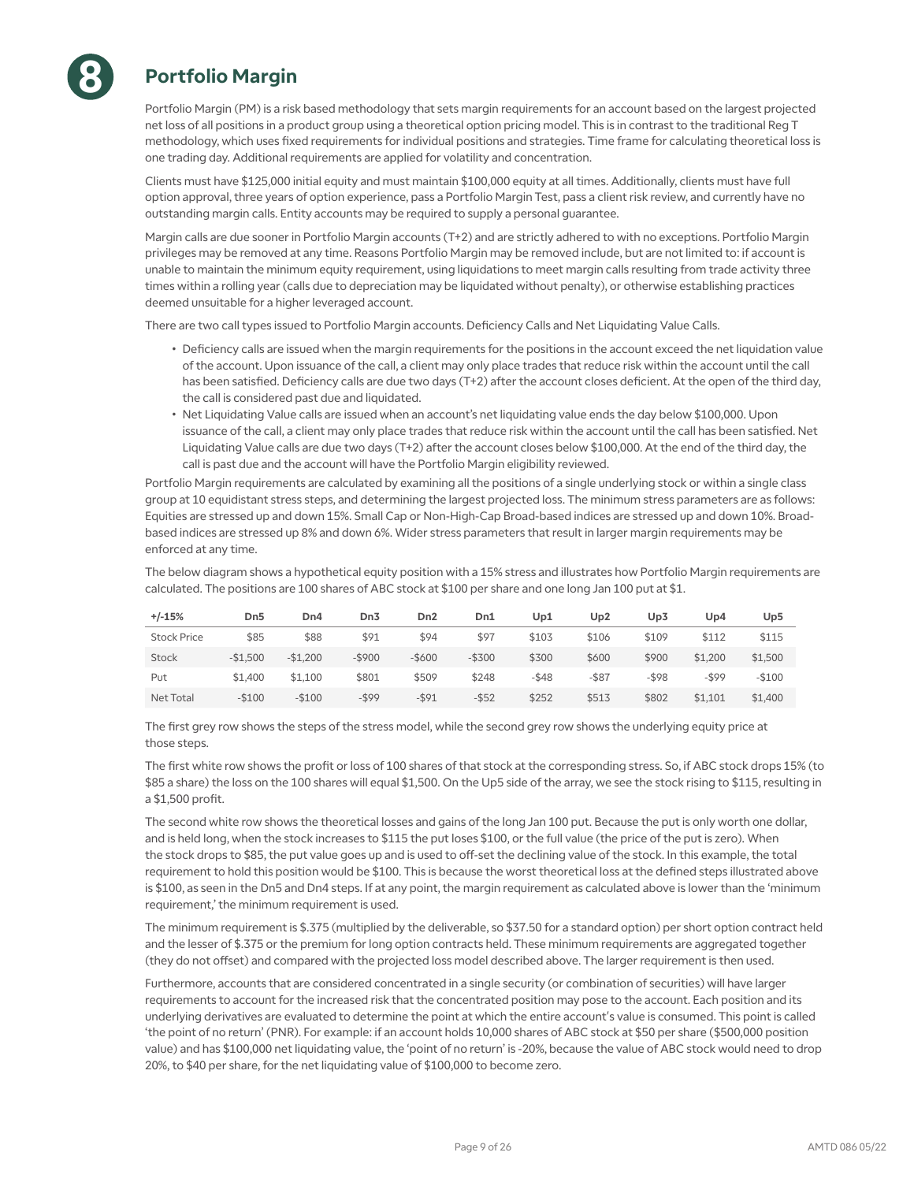# 8 Portfolio Margin

Portfolio Margin (PM) is a risk based methodology that sets margin requirements for an account based on the largest projected net loss of all positions in a product group using a theoretical option pricing model. This is in contrast to the traditional Reg T methodology, which uses fixed requirements for individual positions and strategies. Time frame for calculating theoretical loss is one trading day. Additional requirements are applied for volatility and concentration.

Clients must have $125,000 initial equity and must maintain $100,000 equity at all times. Additionally, clients must have full option approval, three years of option experience, pass a Portfolio Margin Test, pass a client risk review, and currently have no outstanding margin calls. Entity accounts may be required to supply a personal guarantee.

Margin calls are due sooner in Portfolio Margin accounts (T+2) and are strictly adhered to with no exceptions. Portfolio Margin privileges may be removed at any time. Reasons Portfolio Margin may be removed include, but are not limited to: if account is unable to maintain the minimum equity requirement, using liquidations to meet margin calls resulting from trade activity three times within a rolling year (calls due to depreciation may be liquidated without penalty), or otherwise establishing practices deemed unsuitable for a higher leveraged account.

There are two call types issued to Portfolio Margin accounts. Deficiency Calls and Net Liquidating Value Calls.

- Deficiency calls are issued when the margin requirements for the positions in the account exceed the net liquidation value of the account. Upon issuance of the call, a client may only place trades that reduce risk within the account until the call has been satisfied. Deficiency calls are due two days (T+2) after the account closes deficient. At the open of the third day, the call is considered past due and liquidated.
- Net Liquidating Value calls are issued when an account's net liquidating value ends the day below $100,000. Upon issuance of the call, a client may only place trades that reduce risk within the account until the call has been satisfied. Net Liquidating Value calls are due two days (T+2) after the account closes below $100,000. At the end of the third day, the call is past due and the account will have the Portfolio Margin eligibility reviewed.

Portfolio Margin requirements are calculated by examining all the positions of a single underlying stock or within a single class group at 10 equidistant stress steps, and determining the largest projected loss. The minimum stress parameters are as follows: Equities are stressed up and down 15%. Small Cap or Non-High-Cap Broad-based indices are stressed up and down 10%. Broad-based indices are stressed up 8% and down 6%. Wider stress parameters that result in larger margin requirements may be enforced at any time.

The below diagram shows a hypothetical equity position with a 15% stress and illustrates how Portfolio Margin requirements are calculated. The positions are 100 shares of ABC stock at $100 per share and one long Jan 100 put at $1.

| +/-15% | Dn5 | Dn4 | Dn3 | Dn2 | Dn1 | Up1 | Up2 | Up3 | Up4 | Up5 |
|---|---|---|---|---|---|---|---|---|---|---|
| Stock Price | $85 | $88 | $91 | $94 | $97 | $103 | $106 | $109 | $112 | $115 |
| Stock | -$1,500 | -$1,200 | -$900 | -$600 | -$300 | $300 | $600 | $900 | $1,200 | $1,500 |
| Put | $1,400 | $1,100 | $801 | $509 | $248 | -$48 | -$87 | -$98 | -$99 | -$100 |
| Net Total | -$100 | -$100 | -$99 | -$91 | -$52 | $252 | $513 | $802 | $1,101 | $1,400 |

The first grey row shows the steps of the stress model, while the second grey row shows the underlying equity price at those steps.

The first white row shows the profit or loss of 100 shares of that stock at the corresponding stress. So, if ABC stock drops 15% (to $85 a share) the loss on the 100 shares will equal $1,500. On the Up5 side of the array, we see the stock rising to $115, resulting in a $1,500 profit.

The second white row shows the theoretical losses and gains of the long Jan 100 put. Because the put is only worth one dollar, and is held long, when the stock increases to $115 the put loses $100, or the full value (the price of the put is zero). When the stock drops to $85, the put value goes up and is used to off-set the declining value of the stock. In this example, the total requirement to hold this position would be $100. This is because the worst theoretical loss at the defined steps illustrated above is $100, as seen in the Dn5 and Dn4 steps. If at any point, the margin requirement as calculated above is lower than the 'minimum requirement,' the minimum requirement is used.

The minimum requirement is $.375 (multiplied by the deliverable, so $37.50 for a standard option) per short option contract held and the lesser of $.375 or the premium for long option contracts held. These minimum requirements are aggregated together (they do not offset) and compared with the projected loss model described above. The larger requirement is then used.

Furthermore, accounts that are considered concentrated in a single security (or combination of securities) will have larger requirements to account for the increased risk that the concentrated position may pose to the account. Each position and its underlying derivatives are evaluated to determine the point at which the entire account's value is consumed. This point is called 'the point of no return' (PNR). For example: if an account holds 10,000 shares of ABC stock at $50 per share ($500,000 position value) and has $100,000 net liquidating value, the 'point of no return' is -20%, because the value of ABC stock would need to drop 20%, to $40 per share, for the net liquidating value of $100,000 to become zero.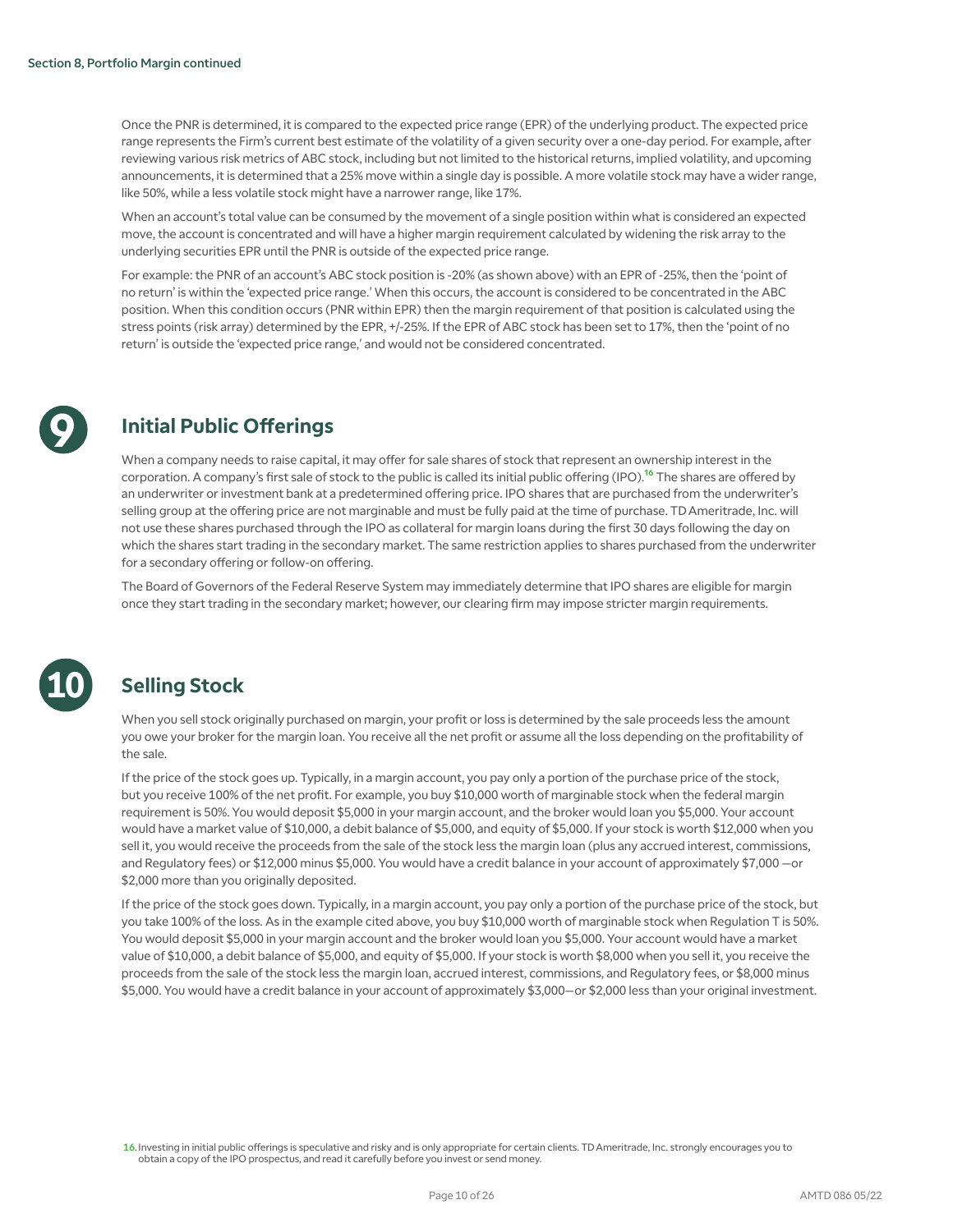Once the PNR is determined, it is compared to the expected price range (EPR) of the underlying product. The expected price range represents the Firm's current best estimate of the volatility of a given security over a one-day period. For example, after reviewing various risk metrics of ABC stock, including but not limited to the historical returns, implied volatility, and upcoming announcements, it is determined that a 25% move within a single day is possible. A more volatile stock may have a wider range, like 50%, while a less volatile stock might have a narrower range, like 17%.

When an account's total value can be consumed by the movement of a single position within what is considered an expected move, the account is concentrated and will have a higher margin requirement calculated by widening the risk array to the underlying securities EPR until the PNR is outside of the expected price range.

For example: the PNR of an account's ABC stock position is -20% (as shown above) with an EPR of -25%, then the 'point of no return' is within the 'expected price range.' When this occurs, the account is considered to be concentrated in the ABC position. When this condition occurs (PNR within EPR) then the margin requirement of that position is calculated using the stress points (risk array) determined by the EPR, +/-25%. If the EPR of ABC stock has been set to 17%, then the 'point of no return' is outside the 'expected price range,' and would not be considered concentrated.

## 9 Initial Public Offerings

When a company needs to raise capital, it may offer for sale shares of stock that represent an ownership interest in the corporation. A company's first sale of stock to the public is called its initial public offering (IPO).[16] The shares are offered by an underwriter or investment bank at a predetermined offering price. IPO shares that are purchased from the underwriter's selling group at the offering price are not marginable and must be fully paid at the time of purchase. TD Ameritrade, Inc. will not use these shares purchased through the IPO as collateral for margin loans during the first 30 days following the day on which the shares start trading in the secondary market. The same restriction applies to shares purchased from the underwriter for a secondary offering or follow-on offering.

The Board of Governors of the Federal Reserve System may immediately determine that IPO shares are eligible for margin once they start trading in the secondary market; however, our clearing firm may impose stricter margin requirements.

## 10 Selling Stock

When you sell stock originally purchased on margin, your profit or loss is determined by the sale proceeds less the amount you owe your broker for the margin loan. You receive all the net profit or assume all the loss depending on the profitability of the sale.

If the price of the stock goes up. Typically, in a margin account, you pay only a portion of the purchase price of the stock, but you receive 100% of the net profit. For example, you buy $10,000 worth of marginable stock when the federal margin requirement is 50%. You would deposit $5,000 in your margin account, and the broker would loan you $5,000. Your account would have a market value of $10,000, a debit balance of $5,000, and equity of $5,000. If your stock is worth $12,000 when you sell it, you would receive the proceeds from the sale of the stock less the margin loan (plus any accrued interest, commissions, and Regulatory fees) or $12,000 minus $5,000. You would have a credit balance in your account of approximately $7,000 —or $2,000 more than you originally deposited.

If the price of the stock goes down. Typically, in a margin account, you pay only a portion of the purchase price of the stock, but you take 100% of the loss. As in the example cited above, you buy $10,000 worth of marginable stock when Regulation T is 50%. You would deposit $5,000 in your margin account and the broker would loan you $5,000. Your account would have a market value of $10,000, a debit balance of $5,000, and equity of $5,000. If your stock is worth $8,000 when you sell it, you receive the proceeds from the sale of the stock less the margin loan, accrued interest, commissions, and Regulatory fees, or $8,000 minus $5,000. You would have a credit balance in your account of approximately $3,000—or $2,000 less than your original investment.

16. Investing in initial public offerings is speculative and risky and is only appropriate for certain clients. TD Ameritrade, Inc. strongly encourages you to obtain a copy of the IPO prospectus, and read it carefully before you invest or send money.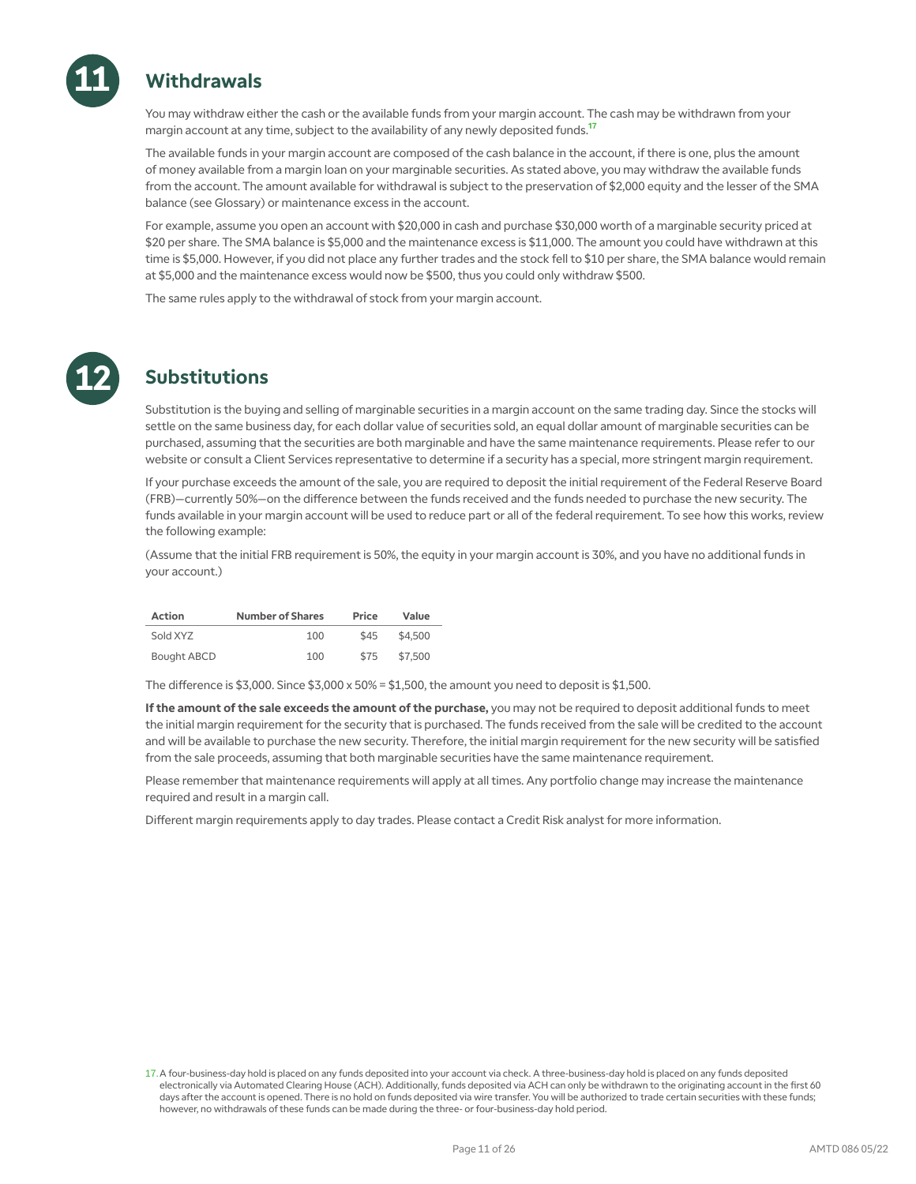## 11 Withdrawals

You may withdraw either the cash or the available funds from your margin account. The cash may be withdrawn from your margin account at any time, subject to the availability of any newly deposited funds.[17]

The available funds in your margin account are composed of the cash balance in the account, if there is one, plus the amount of money available from a margin loan on your marginable securities. As stated above, you may withdraw the available funds from the account. The amount available for withdrawal is subject to the preservation of $2,000 equity and the lesser of the SMA balance (see Glossary) or maintenance excess in the account.

For example, assume you open an account with $20,000 in cash and purchase $30,000 worth of a marginable security priced at $20 per share. The SMA balance is $5,000 and the maintenance excess is $11,000. The amount you could have withdrawn at this time is $5,000. However, if you did not place any further trades and the stock fell to $10 per share, the SMA balance would remain at $5,000 and the maintenance excess would now be $500, thus you could only withdraw $500.

The same rules apply to the withdrawal of stock from your margin account.

## 12 Substitutions

Substitution is the buying and selling of marginable securities in a margin account on the same trading day. Since the stocks will settle on the same business day, for each dollar value of securities sold, an equal dollar amount of marginable securities can be purchased, assuming that the securities are both marginable and have the same maintenance requirements. Please refer to our website or consult a Client Services representative to determine if a security has a special, more stringent margin requirement.

If your purchase exceeds the amount of the sale, you are required to deposit the initial requirement of the Federal Reserve Board (FRB)—currently 50%—on the difference between the funds received and the funds needed to purchase the new security. The funds available in your margin account will be used to reduce part or all of the federal requirement. To see how this works, review the following example:

(Assume that the initial FRB requirement is 50%, the equity in your margin account is 30%, and you have no additional funds in your account.)

| Action | Number of Shares | Price | Value |
|---|---|---|---|
| Sold XYZ | 100 | $45 | $4,500 |
| Bought ABCD | 100 | $75 | $7,500 |

The difference is $3,000. Since $3,000 x 50% = $1,500, the amount you need to deposit is $1,500.

**If the amount of the sale exceeds the amount of the purchase,** you may not be required to deposit additional funds to meet the initial margin requirement for the security that is purchased. The funds received from the sale will be credited to the account and will be available to purchase the new security. Therefore, the initial margin requirement for the new security will be satisfied from the sale proceeds, assuming that both marginable securities have the same maintenance requirement.

Please remember that maintenance requirements will apply at all times. Any portfolio change may increase the maintenance required and result in a margin call.

Different margin requirements apply to day trades. Please contact a Credit Risk analyst for more information.

17. A four-business-day hold is placed on any funds deposited into your account via check. A three-business-day hold is placed on any funds deposited electronically via Automated Clearing House (ACH). Additionally, funds deposited via ACH can only be withdrawn to the originating account in the first 60 days after the account is opened. There is no hold on funds deposited via wire transfer. You will be authorized to trade certain securities with these funds; however, no withdrawals of these funds can be made during the three- or four-business-day hold period.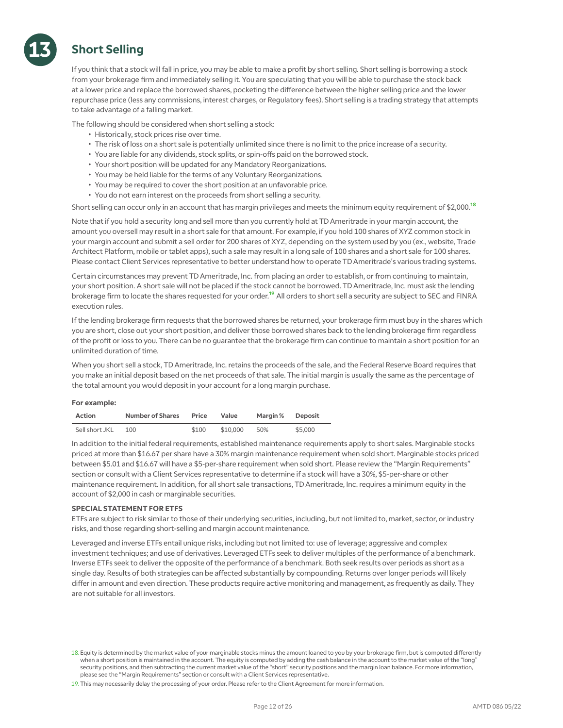## 13 Short Selling

If you think that a stock will fall in price, you may be able to make a profit by short selling. Short selling is borrowing a stock from your brokerage firm and immediately selling it. You are speculating that you will be able to purchase the stock back at a lower price and replace the borrowed shares, pocketing the difference between the higher selling price and the lower repurchase price (less any commissions, interest charges, or Regulatory fees). Short selling is a trading strategy that attempts to take advantage of a falling market.

The following should be considered when short selling a stock:

- Historically, stock prices rise over time.
- The risk of loss on a short sale is potentially unlimited since there is no limit to the price increase of a security.
- You are liable for any dividends, stock splits, or spin-offs paid on the borrowed stock.
- Your short position will be updated for any Mandatory Reorganizations.
- You may be held liable for the terms of any Voluntary Reorganizations.
- You may be required to cover the short position at an unfavorable price.
- You do not earn interest on the proceeds from short selling a security.

Short selling can occur only in an account that has margin privileges and meets the minimum equity requirement of $2,000.[18]

Note that if you hold a security long and sell more than you currently hold at TD Ameritrade in your margin account, the amount you oversell may result in a short sale for that amount. For example, if you hold 100 shares of XYZ common stock in your margin account and submit a sell order for 200 shares of XYZ, depending on the system used by you (ex., website, Trade Architect Platform, mobile or tablet apps), such a sale may result in a long sale of 100 shares and a short sale for 100 shares. Please contact Client Services representative to better understand how to operate TD Ameritrade's various trading systems.

Certain circumstances may prevent TD Ameritrade, Inc. from placing an order to establish, or from continuing to maintain, your short position. A short sale will not be placed if the stock cannot be borrowed. TD Ameritrade, Inc. must ask the lending brokerage firm to locate the shares requested for your order.[19] All orders to short sell a security are subject to SEC and FINRA execution rules.

If the lending brokerage firm requests that the borrowed shares be returned, your brokerage firm must buy in the shares which you are short, close out your short position, and deliver those borrowed shares back to the lending brokerage firm regardless of the profit or loss to you. There can be no guarantee that the brokerage firm can continue to maintain a short position for an unlimited duration of time.

When you short sell a stock, TD Ameritrade, Inc. retains the proceeds of the sale, and the Federal Reserve Board requires that you make an initial deposit based on the net proceeds of that sale. The initial margin is usually the same as the percentage of the total amount you would deposit in your account for a long margin purchase.

**For example:**

| Action | Number of Shares | Price | Value | Margin % | Deposit |
|---|---|---|---|---|---|
| Sell short JKL | 100 | $100 | $10,000 | 50% | $5,000 |

In addition to the initial federal requirements, established maintenance requirements apply to short sales. Marginable stocks priced at more than $16.67 per share have a 30% margin maintenance requirement when sold short. Marginable stocks priced between $5.01 and $16.67 will have a $5-per-share requirement when sold short. Please review the "Margin Requirements" section or consult with a Client Services representative to determine if a stock will have a 30%, $5-per-share or other maintenance requirement. In addition, for all short sale transactions, TD Ameritrade, Inc. requires a minimum equity in the account of $2,000 in cash or marginable securities.

**SPECIAL STATEMENT FOR ETFS**

ETFs are subject to risk similar to those of their underlying securities, including, but not limited to, market, sector, or industry risks, and those regarding short-selling and margin account maintenance.

Leveraged and inverse ETFs entail unique risks, including but not limited to: use of leverage; aggressive and complex investment techniques; and use of derivatives. Leveraged ETFs seek to deliver multiples of the performance of a benchmark. Inverse ETFs seek to deliver the opposite of the performance of a benchmark. Both seek results over periods as short as a single day. Results of both strategies can be affected substantially by compounding. Returns over longer periods will likely differ in amount and even direction. These products require active monitoring and management, as frequently as daily. They are not suitable for all investors.

18. Equity is determined by the market value of your marginable stocks minus the amount loaned to you by your brokerage firm, but is computed differently when a short position is maintained in the account. The equity is computed by adding the cash balance in the account to the market value of the "long" security positions, and then subtracting the current market value of the "short" security positions and the margin loan balance. For more information, please see the "Margin Requirements" section or consult with a Client Services representative.

19. This may necessarily delay the processing of your order. Please refer to the Client Agreement for more information.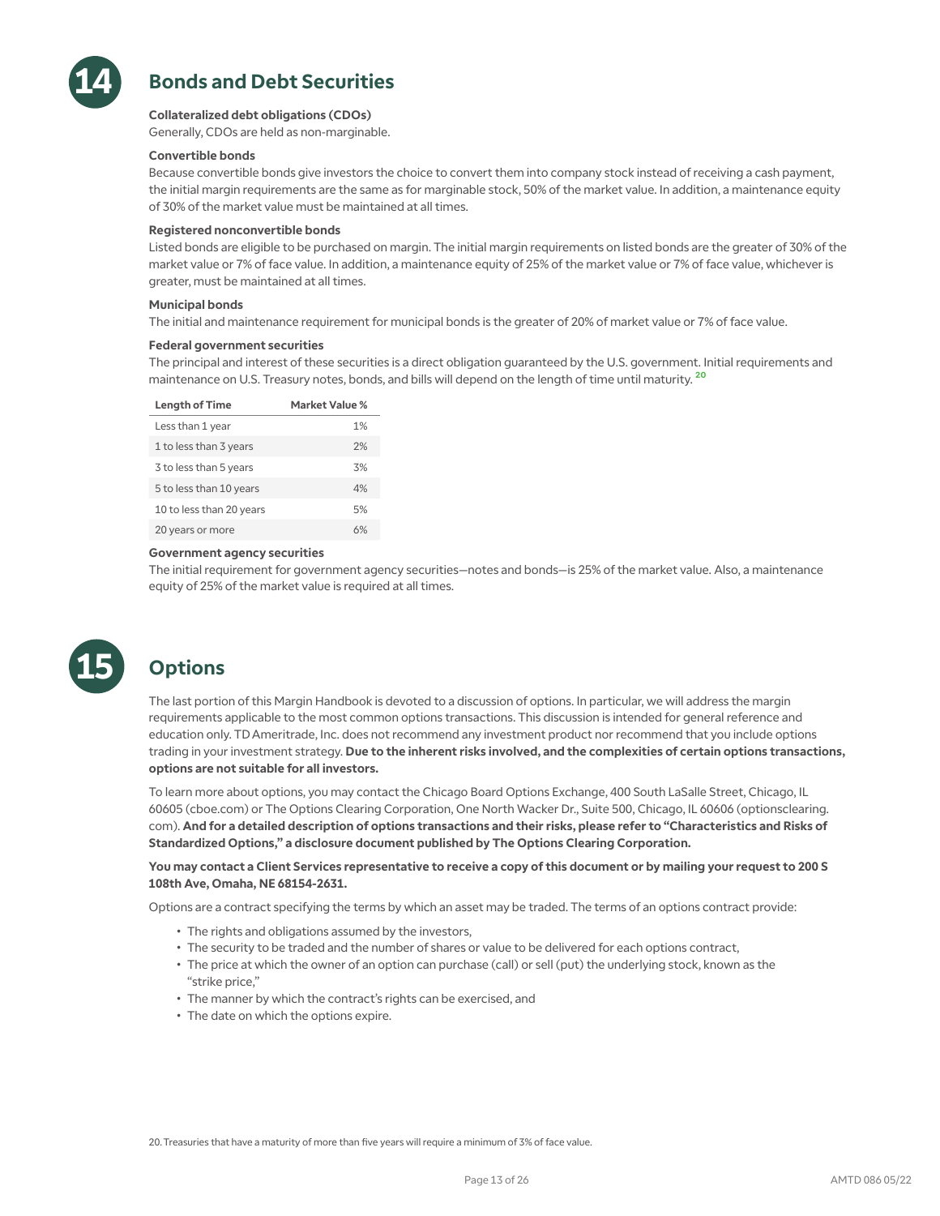## 14 Bonds and Debt Securities

**Collateralized debt obligations (CDOs)**
Generally, CDOs are held as non-marginable.

**Convertible bonds**
Because convertible bonds give investors the choice to convert them into company stock instead of receiving a cash payment, the initial margin requirements are the same as for marginable stock, 50% of the market value. In addition, a maintenance equity of 30% of the market value must be maintained at all times.

**Registered nonconvertible bonds**
Listed bonds are eligible to be purchased on margin. The initial margin requirements on listed bonds are the greater of 30% of the market value or 7% of face value. In addition, a maintenance equity of 25% of the market value or 7% of face value, whichever is greater, must be maintained at all times.

**Municipal bonds**
The initial and maintenance requirement for municipal bonds is the greater of 20% of market value or 7% of face value.

**Federal government securities**
The principal and interest of these securities is a direct obligation guaranteed by the U.S. government. Initial requirements and maintenance on U.S. Treasury notes, bonds, and bills will depend on the length of time until maturity.[20]

| Length of Time | Market Value % |
|---|---|
| Less than 1 year | 1% |
| 1 to less than 3 years | 2% |
| 3 to less than 5 years | 3% |
| 5 to less than 10 years | 4% |
| 10 to less than 20 years | 5% |
| 20 years or more | 6% |

**Government agency securities**
The initial requirement for government agency securities—notes and bonds—is 25% of the market value. Also, a maintenance equity of 25% of the market value is required at all times.

## 15 Options

The last portion of this Margin Handbook is devoted to a discussion of options. In particular, we will address the margin requirements applicable to the most common options transactions. This discussion is intended for general reference and education only. TD Ameritrade, Inc. does not recommend any investment product nor recommend that you include options trading in your investment strategy. **Due to the inherent risks involved, and the complexities of certain options transactions, options are not suitable for all investors.**

To learn more about options, you may contact the Chicago Board Options Exchange, 400 South LaSalle Street, Chicago, IL 60605 (cboe.com) or The Options Clearing Corporation, One North Wacker Dr., Suite 500, Chicago, IL 60606 (optionsclearing.com). **And for a detailed description of options transactions and their risks, please refer to "Characteristics and Risks of Standardized Options," a disclosure document published by The Options Clearing Corporation.**

**You may contact a Client Services representative to receive a copy of this document or by mailing your request to 200 S 108th Ave, Omaha, NE 68154-2631.**

Options are a contract specifying the terms by which an asset may be traded. The terms of an options contract provide:

- The rights and obligations assumed by the investors,
- The security to be traded and the number of shares or value to be delivered for each options contract,
- The price at which the owner of an option can purchase (call) or sell (put) the underlying stock, known as the "strike price,"
- The manner by which the contract's rights can be exercised, and
- The date on which the options expire.

20. Treasuries that have a maturity of more than five years will require a minimum of 3% of face value.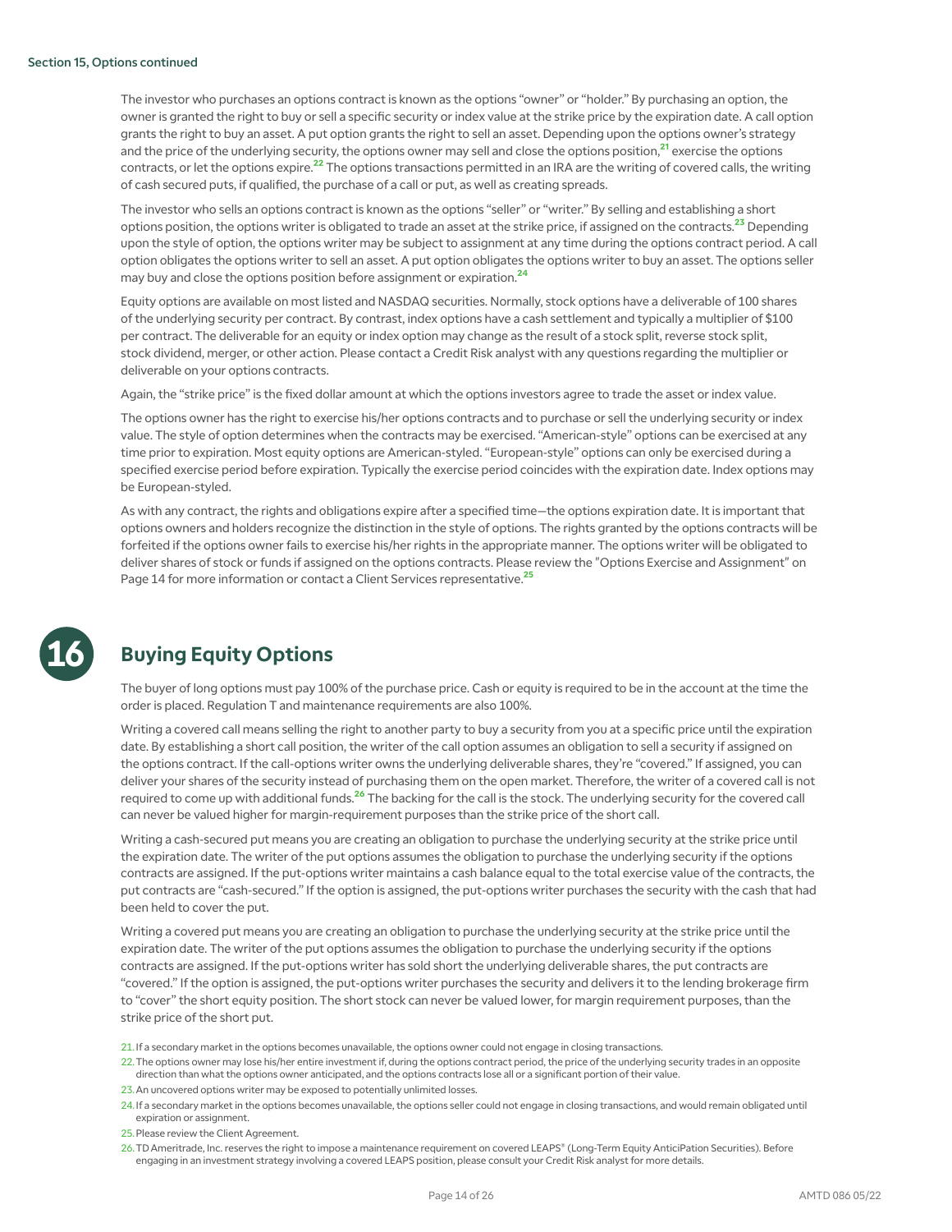Section 15, Options continued

The investor who purchases an options contract is known as the options "owner" or "holder." By purchasing an option, the owner is granted the right to buy or sell a specific security or index value at the strike price by the expiration date. A call option grants the right to buy an asset. A put option grants the right to sell an asset. Depending upon the options owner's strategy and the price of the underlying security, the options owner may sell and close the options position,[21] exercise the options contracts, or let the options expire.[22] The options transactions permitted in an IRA are the writing of covered calls, the writing of cash secured puts, if qualified, the purchase of a call or put, as well as creating spreads.

The investor who sells an options contract is known as the options "seller" or "writer." By selling and establishing a short options position, the options writer is obligated to trade an asset at the strike price, if assigned on the contracts.[23] Depending upon the style of option, the options writer may be subject to assignment at any time during the options contract period. A call option obligates the options writer to sell an asset. A put option obligates the options writer to buy an asset. The options seller may buy and close the options position before assignment or expiration.[24]

Equity options are available on most listed and NASDAQ securities. Normally, stock options have a deliverable of 100 shares of the underlying security per contract. By contrast, index options have a cash settlement and typically a multiplier of $100 per contract. The deliverable for an equity or index option may change as the result of a stock split, reverse stock split, stock dividend, merger, or other action. Please contact a Credit Risk analyst with any questions regarding the multiplier or deliverable on your options contracts.

Again, the "strike price" is the fixed dollar amount at which the options investors agree to trade the asset or index value.

The options owner has the right to exercise his/her options contracts and to purchase or sell the underlying security or index value. The style of option determines when the contracts may be exercised. "American-style" options can be exercised at any time prior to expiration. Most equity options are American-styled. "European-style" options can only be exercised during a specified exercise period before expiration. Typically the exercise period coincides with the expiration date. Index options may be European-styled.

As with any contract, the rights and obligations expire after a specified time—the options expiration date. It is important that options owners and holders recognize the distinction in the style of options. The rights granted by the options contracts will be forfeited if the options owner fails to exercise his/her rights in the appropriate manner. The options writer will be obligated to deliver shares of stock or funds if assigned on the options contracts. Please review the "Options Exercise and Assignment" on Page 14 for more information or contact a Client Services representative.[25]

## 16 Buying Equity Options

The buyer of long options must pay 100% of the purchase price. Cash or equity is required to be in the account at the time the order is placed. Regulation T and maintenance requirements are also 100%.

Writing a covered call means selling the right to another party to buy a security from you at a specific price until the expiration date. By establishing a short call position, the writer of the call option assumes an obligation to sell a security if assigned on the options contract. If the call-options writer owns the underlying deliverable shares, they're "covered." If assigned, you can deliver your shares of the security instead of purchasing them on the open market. Therefore, the writer of a covered call is not required to come up with additional funds.[26] The backing for the call is the stock. The underlying security for the covered call can never be valued higher for margin-requirement purposes than the strike price of the short call.

Writing a cash-secured put means you are creating an obligation to purchase the underlying security at the strike price until the expiration date. The writer of the put options assumes the obligation to purchase the underlying security if the options contracts are assigned. If the put-options writer maintains a cash balance equal to the total exercise value of the contracts, the put contracts are "cash-secured." If the option is assigned, the put-options writer purchases the security with the cash that had been held to cover the put.

Writing a covered put means you are creating an obligation to purchase the underlying security at the strike price until the expiration date. The writer of the put options assumes the obligation to purchase the underlying security if the options contracts are assigned. If the put-options writer has sold short the underlying deliverable shares, the put contracts are "covered." If the option is assigned, the put-options writer purchases the security and delivers it to the lending brokerage firm to "cover" the short equity position. The short stock can never be valued lower, for margin requirement purposes, than the strike price of the short put.

21. If a secondary market in the options becomes unavailable, the options owner could not engage in closing transactions.

22. The options owner may lose his/her entire investment if, during the options contract period, the price of the underlying security trades in an opposite direction than what the options owner anticipated, and the options contracts lose all or a significant portion of their value.

23. An uncovered options writer may be exposed to potentially unlimited losses.

24. If a secondary market in the options becomes unavailable, the options seller could not engage in closing transactions, and would remain obligated until expiration or assignment.

25. Please review the Client Agreement.

26. TD Ameritrade, Inc. reserves the right to impose a maintenance requirement on covered LEAPS® (Long-Term Equity AnticiPation Securities). Before engaging in an investment strategy involving a covered LEAPS position, please consult your Credit Risk analyst for more details.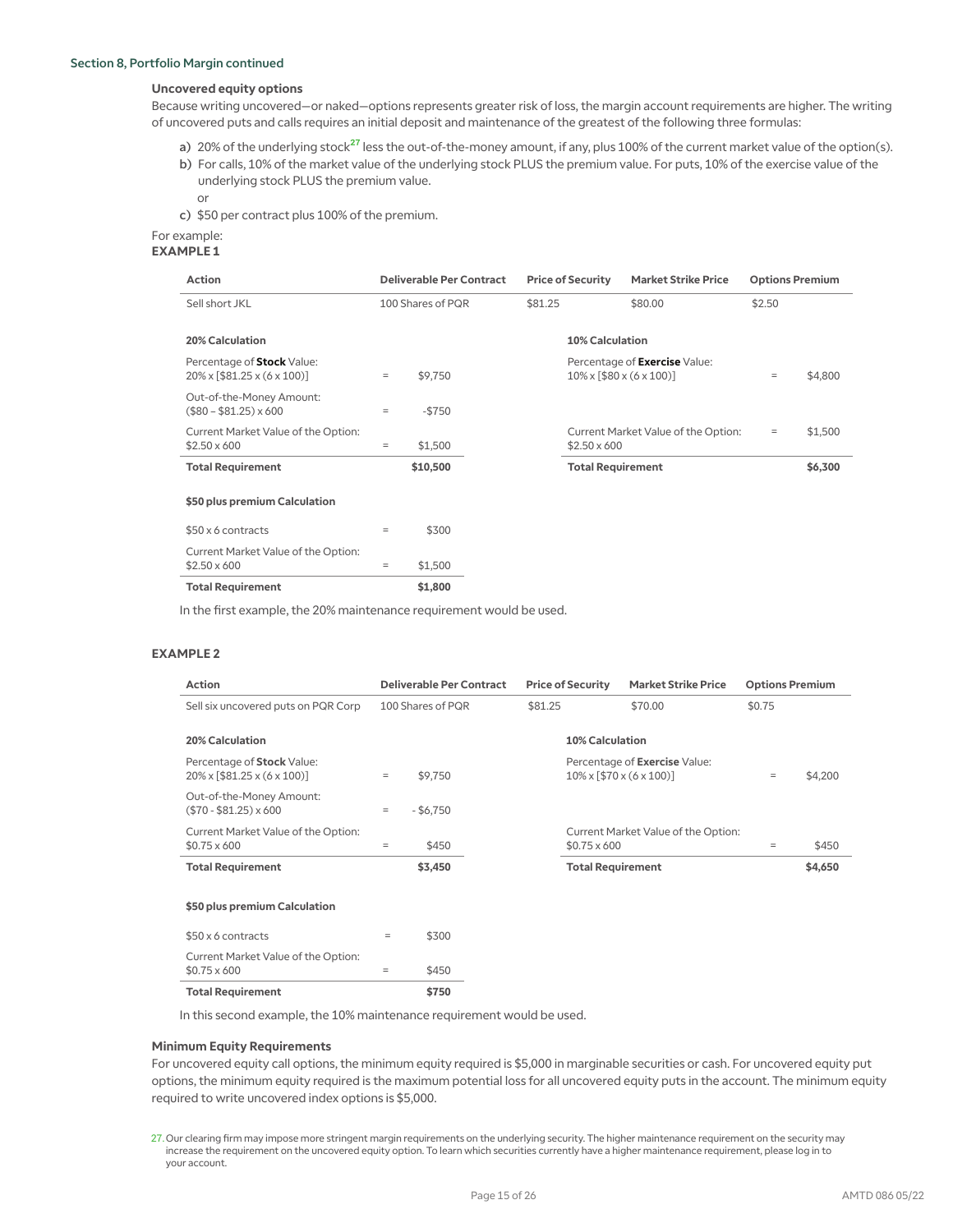Section 8, Portfolio Margin continued

### Uncovered equity options

Because writing uncovered—or naked—options represents greater risk of loss, the margin account requirements are higher. The writing of uncovered puts and calls requires an initial deposit and maintenance of the greatest of the following three formulas:

a) 20% of the underlying stock[27] less the out-of-the-money amount, if any, plus 100% of the current market value of the option(s).

b) For calls, 10% of the market value of the underlying stock PLUS the premium value. For puts, 10% of the exercise value of the underlying stock PLUS the premium value.

or

c) $50 per contract plus 100% of the premium.

For example:

**EXAMPLE 1**

| Action | Deliverable Per Contract | Price of Security | Market Strike Price | Options Premium |
|---|---|---|---|---|
| Sell short JKL | 100 Shares of PQR | $81.25 | $80.00 | $2.50 |

**20% Calculation**

| | | |
|---|---|---|
| Percentage of **Stock** Value: 20% x [$81.25 x (6 x 100)] | = | $9,750 |
| Out-of-the-Money Amount: ($80 – $81.25) x 600 | = | -$750 |
| Current Market Value of the Option: $2.50 x 600 | = | $1,500 |
| **Total Requirement** | | **$10,500** |

**10% Calculation**

| | | |
|---|---|---|
| Percentage of **Exercise** Value: 10% x [$80 x (6 x 100)] | = | $4,800 |
| Current Market Value of the Option: $2.50 x 600 | = | $1,500 |
| **Total Requirement** | | **$6,300** |

**$50 plus premium Calculation**

| | | |
|---|---|---|
| $50 x 6 contracts | = | $300 |
| Current Market Value of the Option: $2.50 x 600 | = | $1,500 |
| **Total Requirement** | | **$1,800** |

In the first example, the 20% maintenance requirement would be used.

**EXAMPLE 2**

| Action | Deliverable Per Contract | Price of Security | Market Strike Price | Options Premium |
|---|---|---|---|---|
| Sell six uncovered puts on PQR Corp | 100 Shares of PQR | $81.25 | $70.00 | $0.75 |

**20% Calculation**

| | | |
|---|---|---|
| Percentage of **Stock** Value: 20% x [$81.25 x (6 x 100)] | = | $9,750 |
| Out-of-the-Money Amount: ($70 - $81.25) x 600 | = | - $6,750 |
| Current Market Value of the Option: $0.75 x 600 | = | $450 |
| **Total Requirement** | | **$3,450** |

**10% Calculation**

| | | |
|---|---|---|
| Percentage of **Exercise** Value: 10% x [$70 x (6 x 100)] | = | $4,200 |
| Current Market Value of the Option: $0.75 x 600 | = | $450 |
| **Total Requirement** | | **$4,650** |

**$50 plus premium Calculation**

| | | |
|---|---|---|
| $50 x 6 contracts | = | $300 |
| Current Market Value of the Option: $0.75 x 600 | = | $450 |
| **Total Requirement** | | **$750** |

In this second example, the 10% maintenance requirement would be used.

### Minimum Equity Requirements

For uncovered equity call options, the minimum equity required is $5,000 in marginable securities or cash. For uncovered equity put options, the minimum equity required is the maximum potential loss for all uncovered equity puts in the account. The minimum equity required to write uncovered index options is $5,000.

27. Our clearing firm may impose more stringent margin requirements on the underlying security. The higher maintenance requirement on the security may increase the requirement on the uncovered equity option. To learn which securities currently have a higher maintenance requirement, please log in to your account.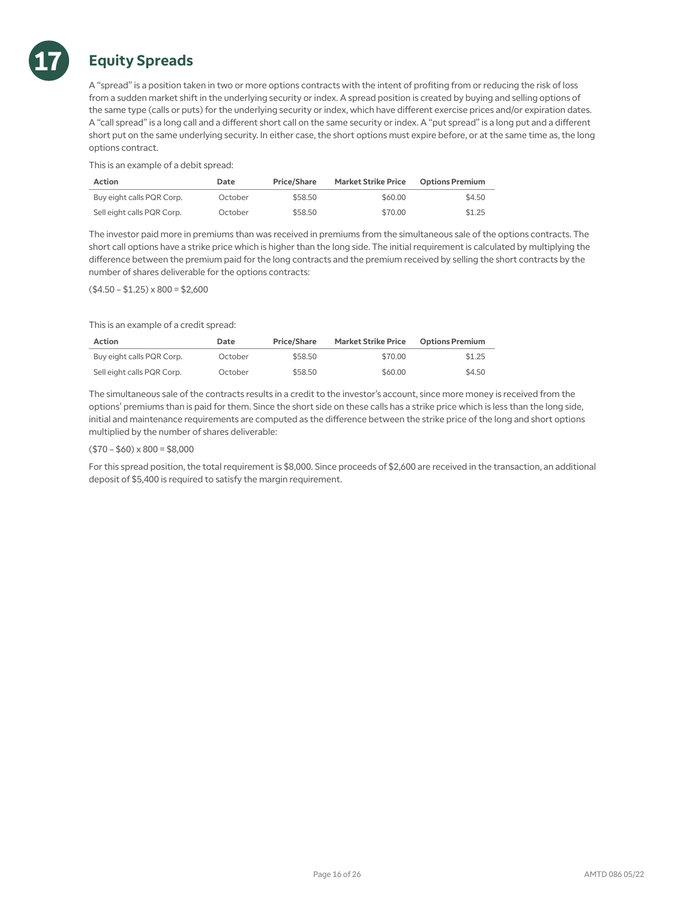# 17 Equity Spreads

A “spread” is a position taken in two or more options contracts with the intent of profiting from or reducing the risk of loss from a sudden market shift in the underlying security or index. A spread position is created by buying and selling options of the same type (calls or puts) for the underlying security or index, which have different exercise prices and/or expiration dates. A “call spread” is a long call and a different short call on the same security or index. A “put spread” is a long put and a different short put on the same underlying security. In either case, the short options must expire before, or at the same time as, the long options contract.

This is an example of a debit spread:

| Action | Date | Price/Share | Market Strike Price | Options Premium |
|---|---|---|---|---|
| Buy eight calls PQR Corp. | October | $58.50 | $60.00 | $4.50 |
| Sell eight calls PQR Corp. | October | $58.50 | $70.00 | $1.25 |

The investor paid more in premiums than was received in premiums from the simultaneous sale of the options contracts. The short call options have a strike price which is higher than the long side. The initial requirement is calculated by multiplying the difference between the premium paid for the long contracts and the premium received by selling the short contracts by the number of shares deliverable for the options contracts:

($4.50 – $1.25) x 800 = $2,600

This is an example of a credit spread:

| Action | Date | Price/Share | Market Strike Price | Options Premium |
|---|---|---|---|---|
| Buy eight calls PQR Corp. | October | $58.50 | $70.00 | $1.25 |
| Sell eight calls PQR Corp. | October | $58.50 | $60.00 | $4.50 |

The simultaneous sale of the contracts results in a credit to the investor’s account, since more money is received from the options’ premiums than is paid for them. Since the short side on these calls has a strike price which is less than the long side, initial and maintenance requirements are computed as the difference between the strike price of the long and short options multiplied by the number of shares deliverable:

($70 – $60) x 800 = $8,000

For this spread position, the total requirement is $8,000. Since proceeds of $2,600 are received in the transaction, an additional deposit of $5,400 is required to satisfy the margin requirement.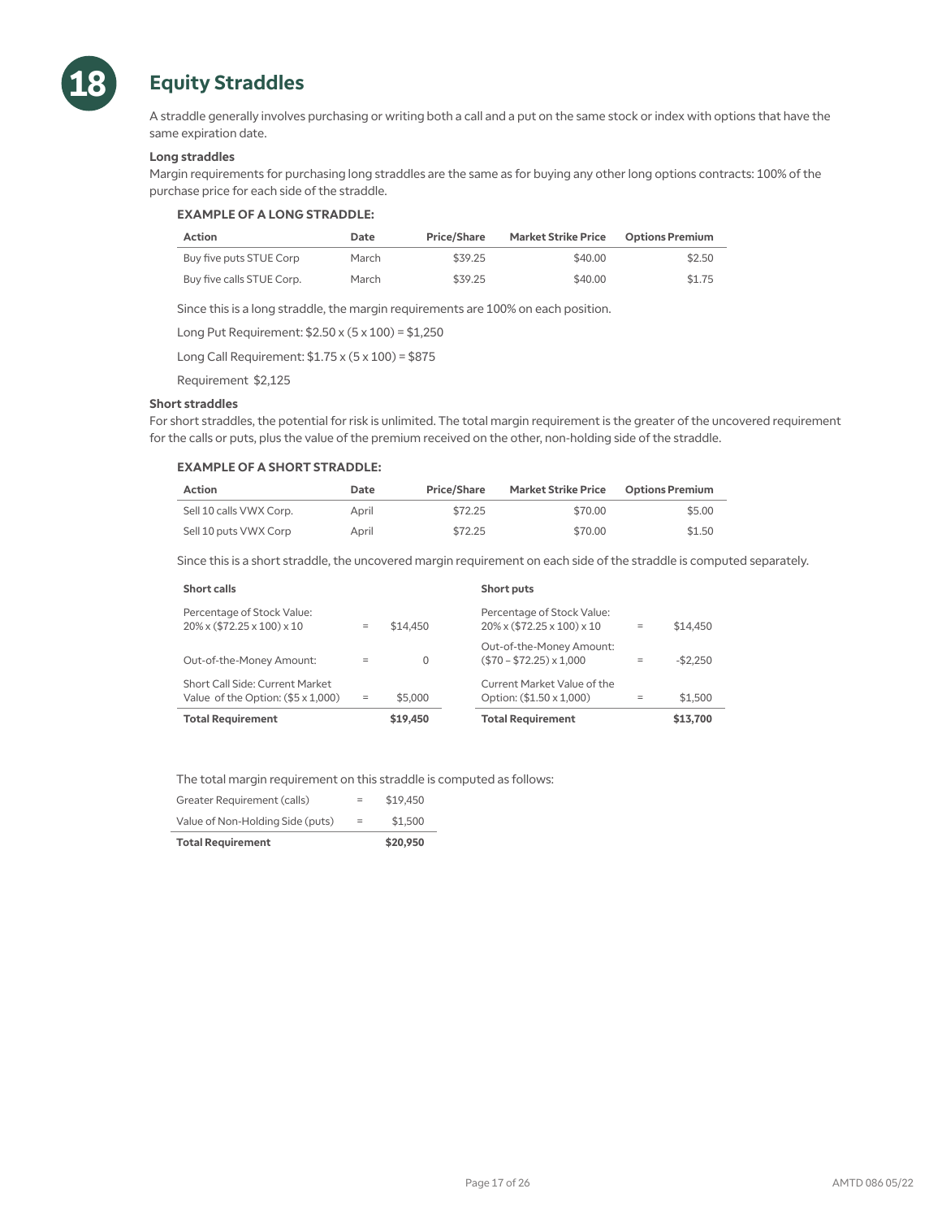# 18 Equity Straddles

A straddle generally involves purchasing or writing both a call and a put on the same stock or index with options that have the same expiration date.

### Long straddles

Margin requirements for purchasing long straddles are the same as for buying any other long options contracts: 100% of the purchase price for each side of the straddle.

**EXAMPLE OF A LONG STRADDLE:**

| Action | Date | Price/Share | Market Strike Price | Options Premium |
|---|---|---|---|---|
| Buy five puts STUE Corp | March | $39.25 | $40.00 | $2.50 |
| Buy five calls STUE Corp. | March | $39.25 | $40.00 | $1.75 |

Since this is a long straddle, the margin requirements are 100% on each position.

Long Put Requirement: $2.50 x (5 x 100) = $1,250

Long Call Requirement: $1.75 x (5 x 100) = $875

Requirement $2,125

### Short straddles

For short straddles, the potential for risk is unlimited. The total margin requirement is the greater of the uncovered requirement for the calls or puts, plus the value of the premium received on the other, non-holding side of the straddle.

**EXAMPLE OF A SHORT STRADDLE:**

| Action | Date | Price/Share | Market Strike Price | Options Premium |
|---|---|---|---|---|
| Sell 10 calls VWX Corp. | April | $72.25 | $70.00 | $5.00 |
| Sell 10 puts VWX Corp | April | $72.25 | $70.00 | $1.50 |

Since this is a short straddle, the uncovered margin requirement on each side of the straddle is computed separately.

**Short calls**

| | | |
|---|---|---|
| Percentage of Stock Value: 20% x ($72.25 x 100) x 10 | = | $14,450 |
| Out-of-the-Money Amount: | = | 0 |
| Short Call Side: Current Market Value of the Option: ($5 x 1,000) | = | $5,000 |
| **Total Requirement** | | **$19,450** |

**Short puts**

| | | |
|---|---|---|
| Percentage of Stock Value: 20% x ($72.25 x 100) x 10 | = | $14,450 |
| Out-of-the-Money Amount: ($70 – $72.25) x 1,000 | = | -$2,250 |
| Current Market Value of the Option: ($1.50 x 1,000) | = | $1,500 |
| **Total Requirement** | | **$13,700** |

The total margin requirement on this straddle is computed as follows:

| | | |
|---|---|---|
| Greater Requirement (calls) | = | $19,450 |
| Value of Non-Holding Side (puts) | = | $1,500 |
| **Total Requirement** | | **$20,950** |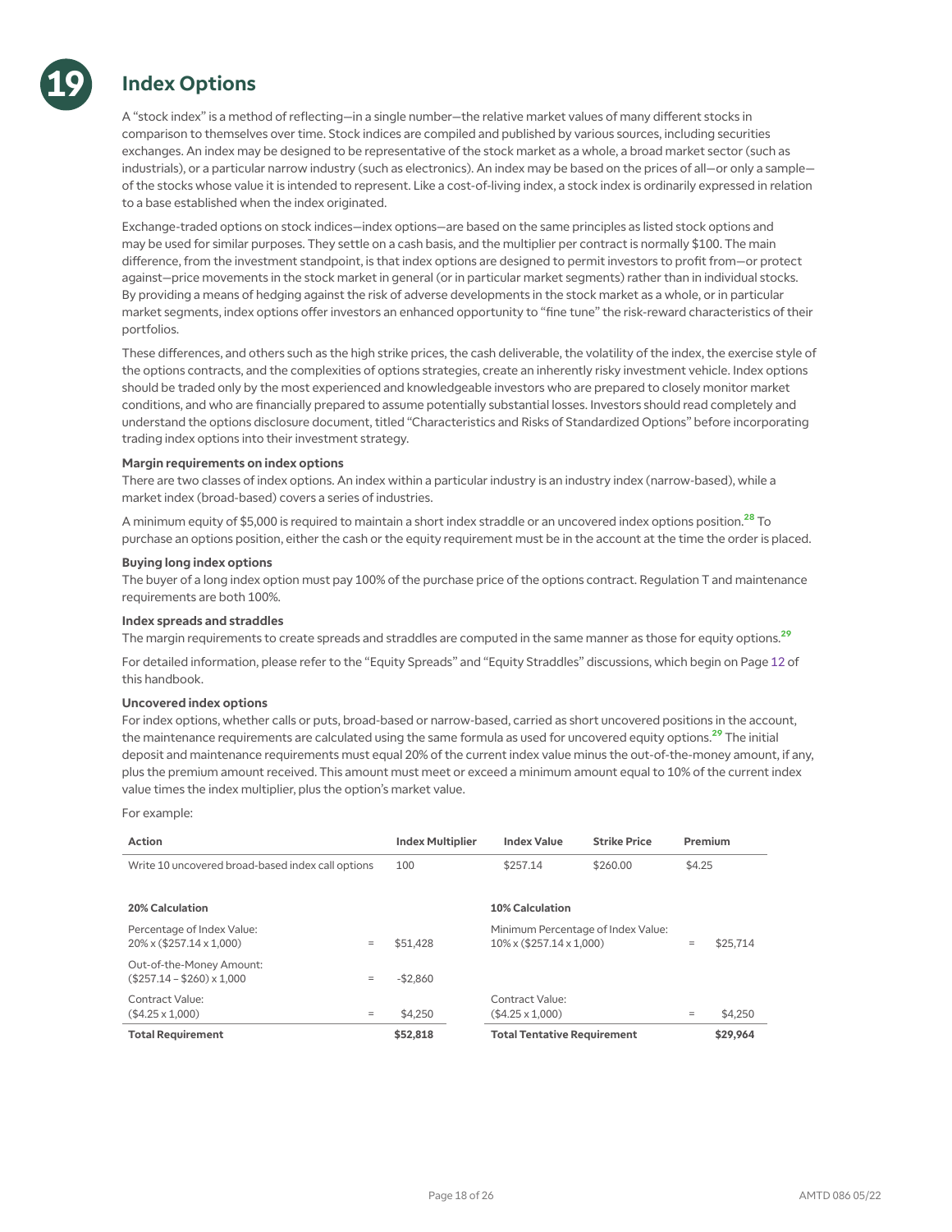# 19 Index Options

A "stock index" is a method of reflecting—in a single number—the relative market values of many different stocks in comparison to themselves over time. Stock indices are compiled and published by various sources, including securities exchanges. An index may be designed to be representative of the stock market as a whole, a broad market sector (such as industrials), or a particular narrow industry (such as electronics). An index may be based on the prices of all—or only a sample—of the stocks whose value it is intended to represent. Like a cost-of-living index, a stock index is ordinarily expressed in relation to a base established when the index originated.

Exchange-traded options on stock indices—index options—are based on the same principles as listed stock options and may be used for similar purposes. They settle on a cash basis, and the multiplier per contract is normally $100. The main difference, from the investment standpoint, is that index options are designed to permit investors to profit from—or protect against—price movements in the stock market in general (or in particular market segments) rather than in individual stocks. By providing a means of hedging against the risk of adverse developments in the stock market as a whole, or in particular market segments, index options offer investors an enhanced opportunity to "fine tune" the risk-reward characteristics of their portfolios.

These differences, and others such as the high strike prices, the cash deliverable, the volatility of the index, the exercise style of the options contracts, and the complexities of options strategies, create an inherently risky investment vehicle. Index options should be traded only by the most experienced and knowledgeable investors who are prepared to closely monitor market conditions, and who are financially prepared to assume potentially substantial losses. Investors should read completely and understand the options disclosure document, titled "Characteristics and Risks of Standardized Options" before incorporating trading index options into their investment strategy.

**Margin requirements on index options**

There are two classes of index options. An index within a particular industry is an industry index (narrow-based), while a market index (broad-based) covers a series of industries.

A minimum equity of $5,000 is required to maintain a short index straddle or an uncovered index options position.[28] To purchase an options position, either the cash or the equity requirement must be in the account at the time the order is placed.

**Buying long index options**

The buyer of a long index option must pay 100% of the purchase price of the options contract. Regulation T and maintenance requirements are both 100%.

**Index spreads and straddles**

The margin requirements to create spreads and straddles are computed in the same manner as those for equity options.[29]

For detailed information, please refer to the "Equity Spreads" and "Equity Straddles" discussions, which begin on Page 12 of this handbook.

**Uncovered index options**

For index options, whether calls or puts, broad-based or narrow-based, carried as short uncovered positions in the account, the maintenance requirements are calculated using the same formula as used for uncovered equity options.[29] The initial deposit and maintenance requirements must equal 20% of the current index value minus the out-of-the-money amount, if any, plus the premium amount received. This amount must meet or exceed a minimum amount equal to 10% of the current index value times the index multiplier, plus the option's market value.

For example:

| Action | Index Multiplier | Index Value | Strike Price | Premium |
|---|---|---|---|---|
| Write 10 uncovered broad-based index call options | 100 | $257.14 | $260.00 | $4.25 |

| 20% Calculation | | | 10% Calculation | | |
|---|---|---|---|---|---|
| Percentage of Index Value: 20% x ($257.14 x 1,000) | = | $51,428 | Minimum Percentage of Index Value: 10% x ($257.14 x 1,000) | = | $25,714 |
| Out-of-the-Money Amount: ($257.14 – $260) x 1,000 | = | -$2,860 | | | |
| Contract Value: ($4.25 x 1,000) | = | $4,250 | Contract Value: ($4.25 x 1,000) | = | $4,250 |
| **Total Requirement** | | **$52,818** | **Total Tentative Requirement** | | **$29,964** |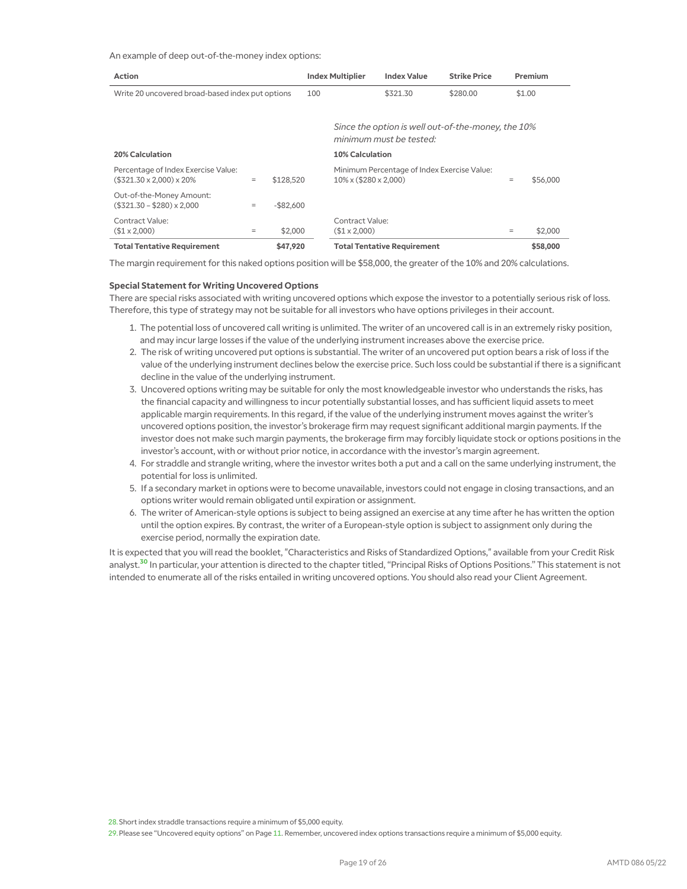An example of deep out-of-the-money index options:

| Action | Index Multiplier | Index Value | Strike Price | Premium |
|---|---|---|---|---|
| Write 20 uncovered broad-based index put options | 100 | $321.30 | $280.00 | $1.00 |

*Since the option is well out-of-the-money, the 10% minimum must be tested:*

| 20% Calculation | | | 10% Calculation | | |
|---|---|---|---|---|---|
| Percentage of Index Exercise Value: ($321.30 x 2,000) x 20% | = | $128,520 | Minimum Percentage of Index Exercise Value: 10% x ($280 x 2,000) | = | $56,000 |
| Out-of-the-Money Amount: ($321.30 – $280) x 2,000 | = | -$82,600 | | | |
| Contract Value: ($1 x 2,000) | = | $2,000 | Contract Value: ($1 x 2,000) | = | $2,000 |
| **Total Tentative Requirement** | | **$47,920** | **Total Tentative Requirement** | | **$58,000** |

The margin requirement for this naked options position will be $58,000, the greater of the 10% and 20% calculations.

**Special Statement for Writing Uncovered Options**

There are special risks associated with writing uncovered options which expose the investor to a potentially serious risk of loss. Therefore, this type of strategy may not be suitable for all investors who have options privileges in their account.

1. The potential loss of uncovered call writing is unlimited. The writer of an uncovered call is in an extremely risky position, and may incur large losses if the value of the underlying instrument increases above the exercise price.
2. The risk of writing uncovered put options is substantial. The writer of an uncovered put option bears a risk of loss if the value of the underlying instrument declines below the exercise price. Such loss could be substantial if there is a significant decline in the value of the underlying instrument.
3. Uncovered options writing may be suitable for only the most knowledgeable investor who understands the risks, has the financial capacity and willingness to incur potentially substantial losses, and has sufficient liquid assets to meet applicable margin requirements. In this regard, if the value of the underlying instrument moves against the writer's uncovered options position, the investor's brokerage firm may request significant additional margin payments. If the investor does not make such margin payments, the brokerage firm may forcibly liquidate stock or options positions in the investor's account, with or without prior notice, in accordance with the investor's margin agreement.
4. For straddle and strangle writing, where the investor writes both a put and a call on the same underlying instrument, the potential for loss is unlimited.
5. If a secondary market in options were to become unavailable, investors could not engage in closing transactions, and an options writer would remain obligated until expiration or assignment.
6. The writer of American-style options is subject to being assigned an exercise at any time after he has written the option until the option expires. By contrast, the writer of a European-style option is subject to assignment only during the exercise period, normally the expiration date.

It is expected that you will read the booklet, "Characteristics and Risks of Standardized Options," available from your Credit Risk analyst.[30] In particular, your attention is directed to the chapter titled, "Principal Risks of Options Positions." This statement is not intended to enumerate all of the risks entailed in writing uncovered options. You should also read your Client Agreement.

28. Short index straddle transactions require a minimum of $5,000 equity.

29. Please see "Uncovered equity options" on Page 11. Remember, uncovered index options transactions require a minimum of $5,000 equity.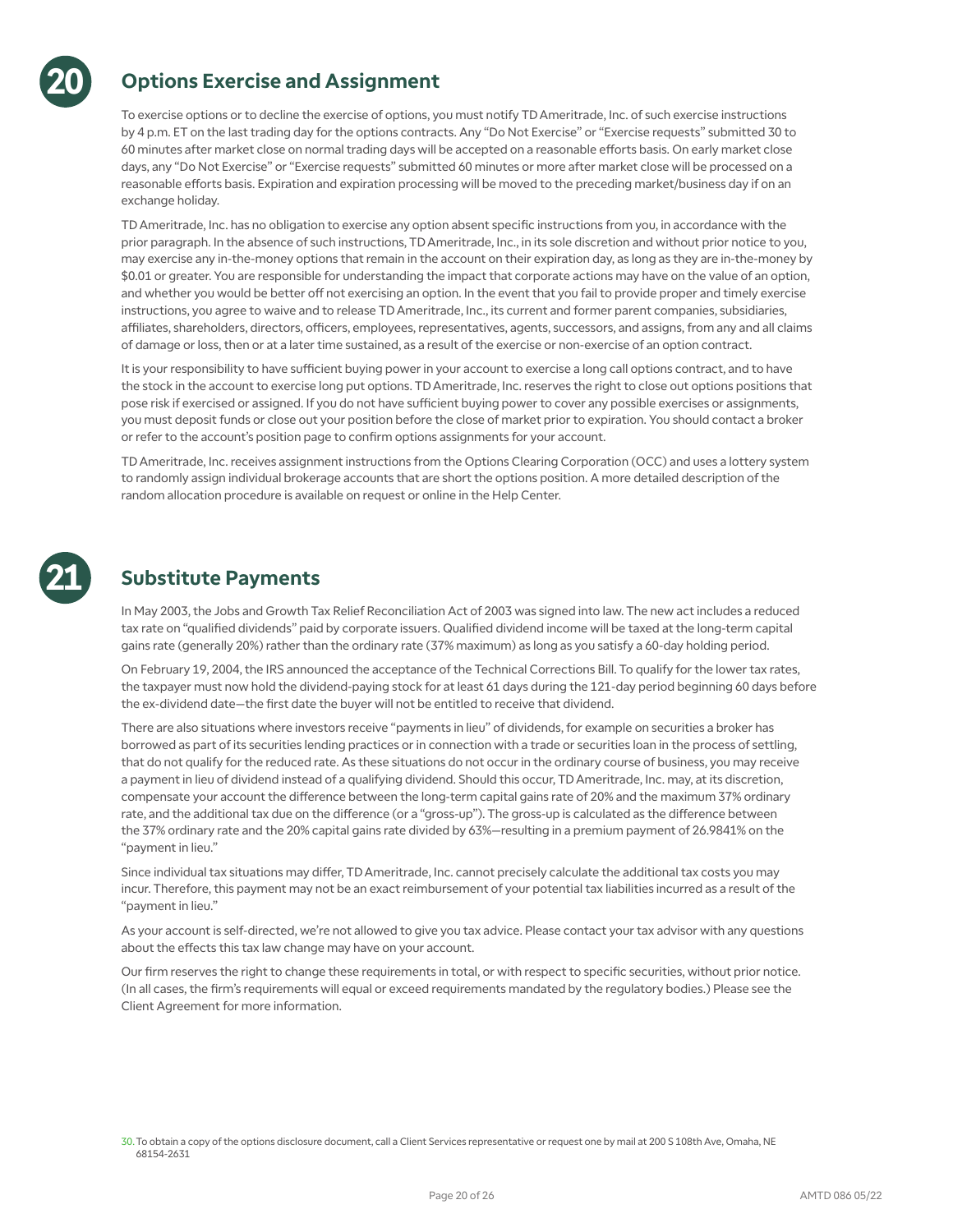## 20 Options Exercise and Assignment

To exercise options or to decline the exercise of options, you must notify TD Ameritrade, Inc. of such exercise instructions by 4 p.m. ET on the last trading day for the options contracts. Any "Do Not Exercise" or "Exercise requests" submitted 30 to 60 minutes after market close on normal trading days will be accepted on a reasonable efforts basis. On early market close days, any "Do Not Exercise" or "Exercise requests" submitted 60 minutes or more after market close will be processed on a reasonable efforts basis. Expiration and expiration processing will be moved to the preceding market/business day if on an exchange holiday.

TD Ameritrade, Inc. has no obligation to exercise any option absent specific instructions from you, in accordance with the prior paragraph. In the absence of such instructions, TD Ameritrade, Inc., in its sole discretion and without prior notice to you, may exercise any in-the-money options that remain in the account on their expiration day, as long as they are in-the-money by $0.01 or greater. You are responsible for understanding the impact that corporate actions may have on the value of an option, and whether you would be better off not exercising an option. In the event that you fail to provide proper and timely exercise instructions, you agree to waive and to release TD Ameritrade, Inc., its current and former parent companies, subsidiaries, affiliates, shareholders, directors, officers, employees, representatives, agents, successors, and assigns, from any and all claims of damage or loss, then or at a later time sustained, as a result of the exercise or non-exercise of an option contract.

It is your responsibility to have sufficient buying power in your account to exercise a long call options contract, and to have the stock in the account to exercise long put options. TD Ameritrade, Inc. reserves the right to close out options positions that pose risk if exercised or assigned. If you do not have sufficient buying power to cover any possible exercises or assignments, you must deposit funds or close out your position before the close of market prior to expiration. You should contact a broker or refer to the account's position page to confirm options assignments for your account.

TD Ameritrade, Inc. receives assignment instructions from the Options Clearing Corporation (OCC) and uses a lottery system to randomly assign individual brokerage accounts that are short the options position. A more detailed description of the random allocation procedure is available on request or online in the Help Center.

## 21 Substitute Payments

In May 2003, the Jobs and Growth Tax Relief Reconciliation Act of 2003 was signed into law. The new act includes a reduced tax rate on "qualified dividends" paid by corporate issuers. Qualified dividend income will be taxed at the long-term capital gains rate (generally 20%) rather than the ordinary rate (37% maximum) as long as you satisfy a 60-day holding period.

On February 19, 2004, the IRS announced the acceptance of the Technical Corrections Bill. To qualify for the lower tax rates, the taxpayer must now hold the dividend-paying stock for at least 61 days during the 121-day period beginning 60 days before the ex-dividend date—the first date the buyer will not be entitled to receive that dividend.

There are also situations where investors receive "payments in lieu" of dividends, for example on securities a broker has borrowed as part of its securities lending practices or in connection with a trade or securities loan in the process of settling, that do not qualify for the reduced rate. As these situations do not occur in the ordinary course of business, you may receive a payment in lieu of dividend instead of a qualifying dividend. Should this occur, TD Ameritrade, Inc. may, at its discretion, compensate your account the difference between the long-term capital gains rate of 20% and the maximum 37% ordinary rate, and the additional tax due on the difference (or a "gross-up"). The gross-up is calculated as the difference between the 37% ordinary rate and the 20% capital gains rate divided by 63%—resulting in a premium payment of 26.9841% on the "payment in lieu."

Since individual tax situations may differ, TD Ameritrade, Inc. cannot precisely calculate the additional tax costs you may incur. Therefore, this payment may not be an exact reimbursement of your potential tax liabilities incurred as a result of the "payment in lieu."

As your account is self-directed, we're not allowed to give you tax advice. Please contact your tax advisor with any questions about the effects this tax law change may have on your account.

Our firm reserves the right to change these requirements in total, or with respect to specific securities, without prior notice. (In all cases, the firm's requirements will equal or exceed requirements mandated by the regulatory bodies.) Please see the Client Agreement for more information.

30. To obtain a copy of the options disclosure document, call a Client Services representative or request one by mail at 200 S 108th Ave, Omaha, NE 68154-2631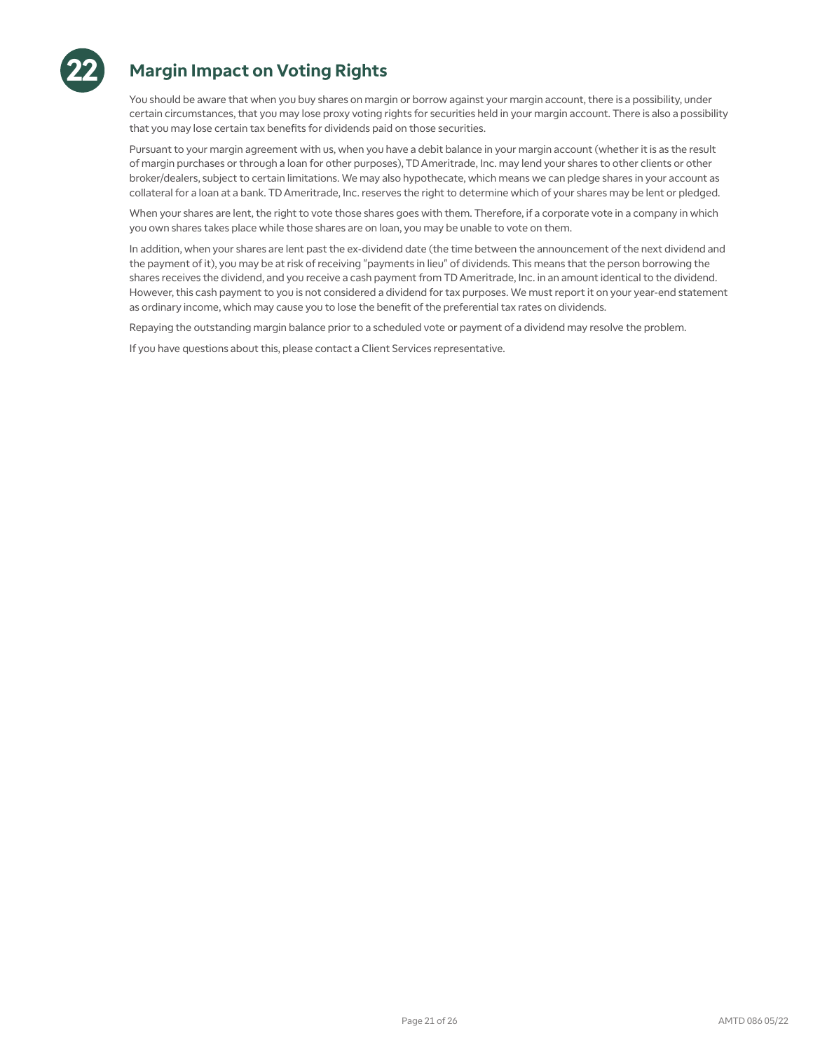## 22 Margin Impact on Voting Rights

You should be aware that when you buy shares on margin or borrow against your margin account, there is a possibility, under certain circumstances, that you may lose proxy voting rights for securities held in your margin account. There is also a possibility that you may lose certain tax benefits for dividends paid on those securities.

Pursuant to your margin agreement with us, when you have a debit balance in your margin account (whether it is as the result of margin purchases or through a loan for other purposes), TD Ameritrade, Inc. may lend your shares to other clients or other broker/dealers, subject to certain limitations. We may also hypothecate, which means we can pledge shares in your account as collateral for a loan at a bank. TD Ameritrade, Inc. reserves the right to determine which of your shares may be lent or pledged.

When your shares are lent, the right to vote those shares goes with them. Therefore, if a corporate vote in a company in which you own shares takes place while those shares are on loan, you may be unable to vote on them.

In addition, when your shares are lent past the ex-dividend date (the time between the announcement of the next dividend and the payment of it), you may be at risk of receiving "payments in lieu" of dividends. This means that the person borrowing the shares receives the dividend, and you receive a cash payment from TD Ameritrade, Inc. in an amount identical to the dividend. However, this cash payment to you is not considered a dividend for tax purposes. We must report it on your year-end statement as ordinary income, which may cause you to lose the benefit of the preferential tax rates on dividends.

Repaying the outstanding margin balance prior to a scheduled vote or payment of a dividend may resolve the problem.

If you have questions about this, please contact a Client Services representative.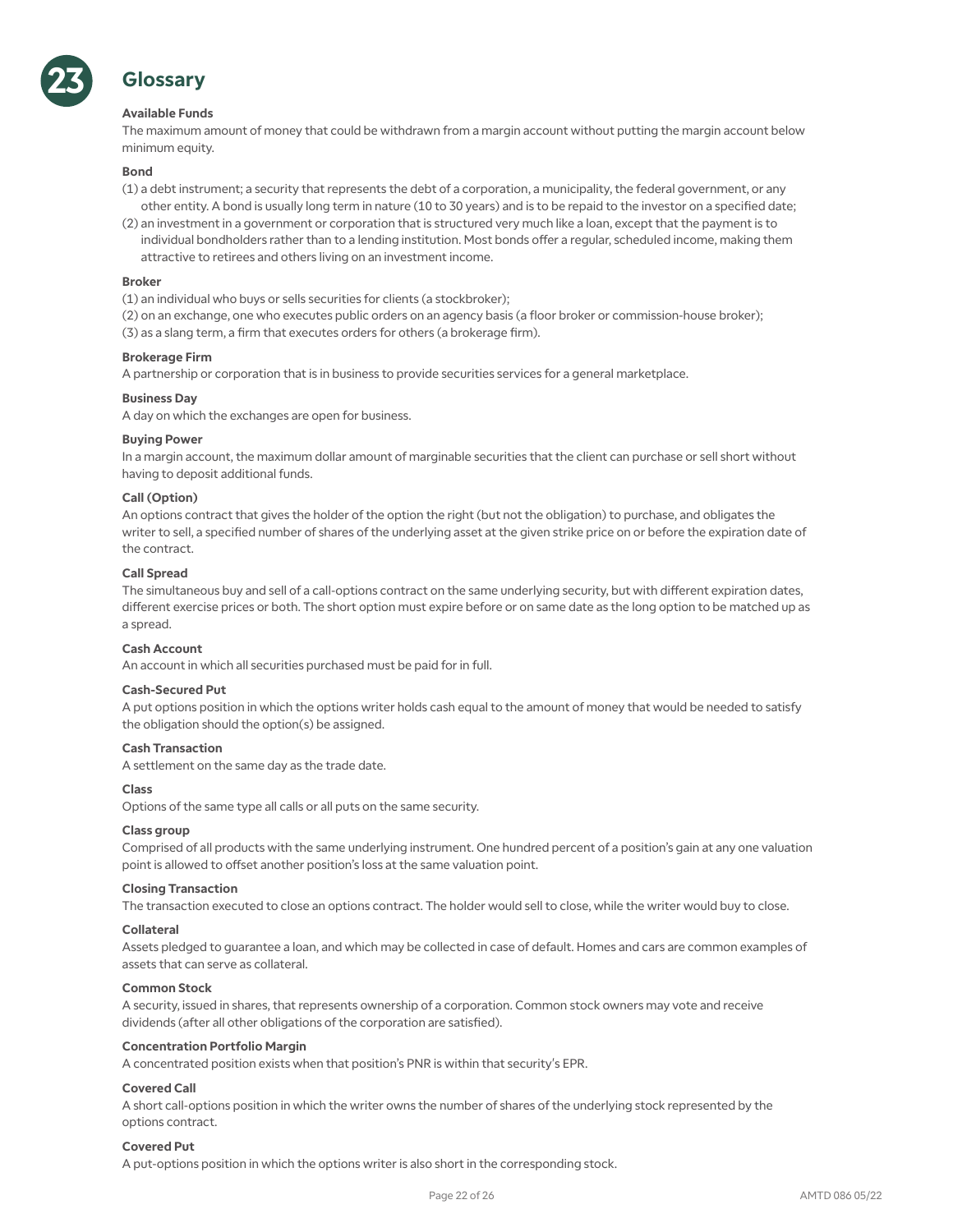# 23 Glossary

**Available Funds**
The maximum amount of money that could be withdrawn from a margin account without putting the margin account below minimum equity.

**Bond**
(1) a debt instrument; a security that represents the debt of a corporation, a municipality, the federal government, or any other entity. A bond is usually long term in nature (10 to 30 years) and is to be repaid to the investor on a specified date;
(2) an investment in a government or corporation that is structured very much like a loan, except that the payment is to individual bondholders rather than to a lending institution. Most bonds offer a regular, scheduled income, making them attractive to retirees and others living on an investment income.

**Broker**
(1) an individual who buys or sells securities for clients (a stockbroker);
(2) on an exchange, one who executes public orders on an agency basis (a floor broker or commission-house broker);
(3) as a slang term, a firm that executes orders for others (a brokerage firm).

**Brokerage Firm**
A partnership or corporation that is in business to provide securities services for a general marketplace.

**Business Day**
A day on which the exchanges are open for business.

**Buying Power**
In a margin account, the maximum dollar amount of marginable securities that the client can purchase or sell short without having to deposit additional funds.

**Call (Option)**
An options contract that gives the holder of the option the right (but not the obligation) to purchase, and obligates the writer to sell, a specified number of shares of the underlying asset at the given strike price on or before the expiration date of the contract.

**Call Spread**
The simultaneous buy and sell of a call-options contract on the same underlying security, but with different expiration dates, different exercise prices or both. The short option must expire before or on same date as the long option to be matched up as a spread.

**Cash Account**
An account in which all securities purchased must be paid for in full.

**Cash-Secured Put**
A put options position in which the options writer holds cash equal to the amount of money that would be needed to satisfy the obligation should the option(s) be assigned.

**Cash Transaction**
A settlement on the same day as the trade date.

**Class**
Options of the same type all calls or all puts on the same security.

**Class group**
Comprised of all products with the same underlying instrument. One hundred percent of a position's gain at any one valuation point is allowed to offset another position's loss at the same valuation point.

**Closing Transaction**
The transaction executed to close an options contract. The holder would sell to close, while the writer would buy to close.

**Collateral**
Assets pledged to guarantee a loan, and which may be collected in case of default. Homes and cars are common examples of assets that can serve as collateral.

**Common Stock**
A security, issued in shares, that represents ownership of a corporation. Common stock owners may vote and receive dividends (after all other obligations of the corporation are satisfied).

**Concentration Portfolio Margin**
A concentrated position exists when that position's PNR is within that security's EPR.

**Covered Call**
A short call-options position in which the writer owns the number of shares of the underlying stock represented by the options contract.

**Covered Put**
A put-options position in which the options writer is also short in the corresponding stock.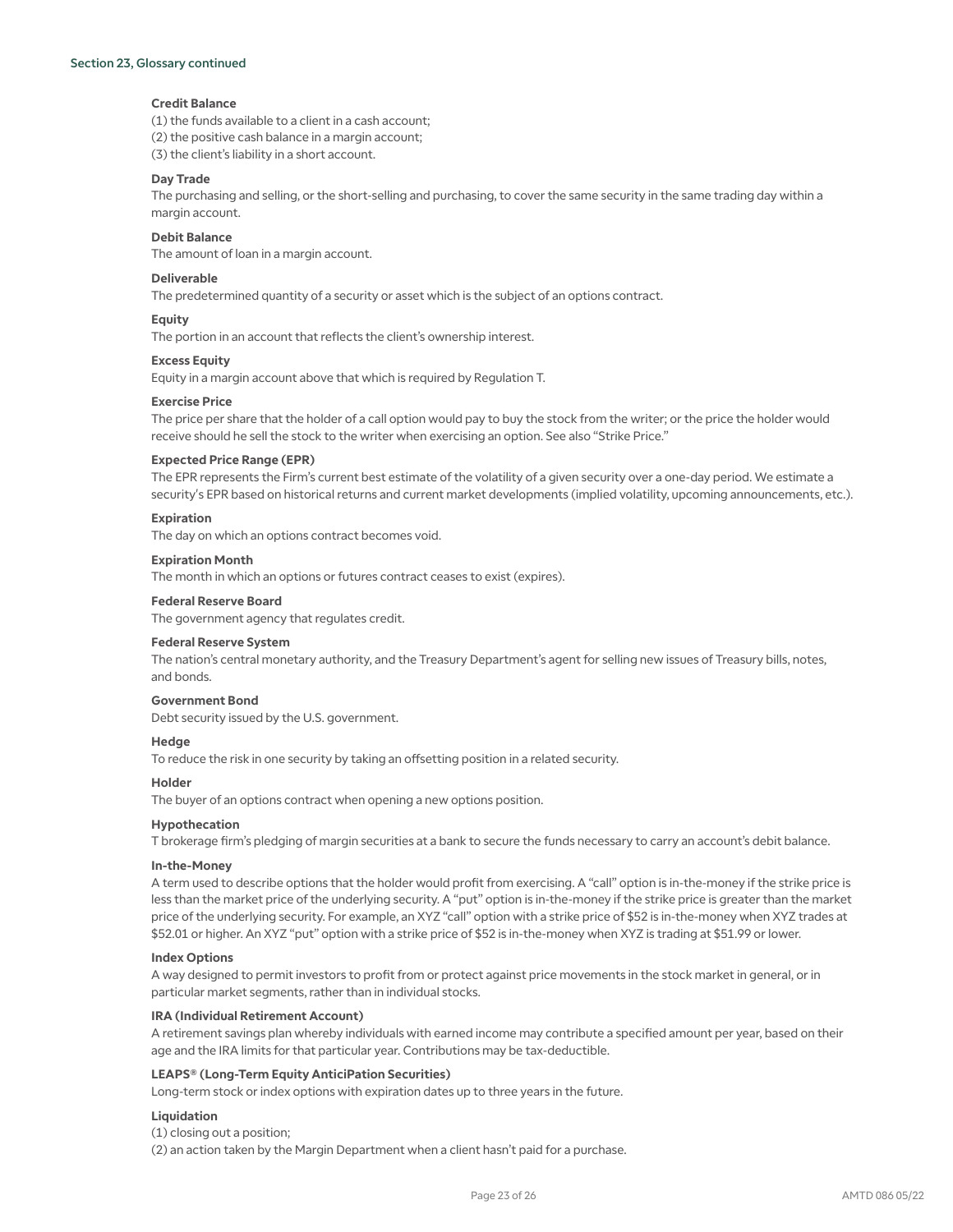Section 23, Glossary continued

**Credit Balance**

(1) the funds available to a client in a cash account;
(2) the positive cash balance in a margin account;
(3) the client's liability in a short account.

**Day Trade**

The purchasing and selling, or the short-selling and purchasing, to cover the same security in the same trading day within a margin account.

**Debit Balance**

The amount of loan in a margin account.

**Deliverable**

The predetermined quantity of a security or asset which is the subject of an options contract.

**Equity**

The portion in an account that reflects the client's ownership interest.

**Excess Equity**

Equity in a margin account above that which is required by Regulation T.

**Exercise Price**

The price per share that the holder of a call option would pay to buy the stock from the writer; or the price the holder would receive should he sell the stock to the writer when exercising an option. See also "Strike Price."

**Expected Price Range (EPR)**

The EPR represents the Firm's current best estimate of the volatility of a given security over a one-day period. We estimate a security's EPR based on historical returns and current market developments (implied volatility, upcoming announcements, etc.).

**Expiration**

The day on which an options contract becomes void.

**Expiration Month**

The month in which an options or futures contract ceases to exist (expires).

**Federal Reserve Board**

The government agency that regulates credit.

**Federal Reserve System**

The nation's central monetary authority, and the Treasury Department's agent for selling new issues of Treasury bills, notes, and bonds.

**Government Bond**

Debt security issued by the U.S. government.

**Hedge**

To reduce the risk in one security by taking an offsetting position in a related security.

**Holder**

The buyer of an options contract when opening a new options position.

**Hypothecation**

T brokerage firm's pledging of margin securities at a bank to secure the funds necessary to carry an account's debit balance.

**In-the-Money**

A term used to describe options that the holder would profit from exercising. A "call" option is in-the-money if the strike price is less than the market price of the underlying security. A "put" option is in-the-money if the strike price is greater than the market price of the underlying security. For example, an XYZ "call" option with a strike price of $52 is in-the-money when XYZ trades at $52.01 or higher. An XYZ "put" option with a strike price of $52 is in-the-money when XYZ is trading at $51.99 or lower.

**Index Options**

A way designed to permit investors to profit from or protect against price movements in the stock market in general, or in particular market segments, rather than in individual stocks.

**IRA (Individual Retirement Account)**

A retirement savings plan whereby individuals with earned income may contribute a specified amount per year, based on their age and the IRA limits for that particular year. Contributions may be tax-deductible.

**LEAPS® (Long-Term Equity AnticiPation Securities)**

Long-term stock or index options with expiration dates up to three years in the future.

**Liquidation**

(1) closing out a position;
(2) an action taken by the Margin Department when a client hasn't paid for a purchase.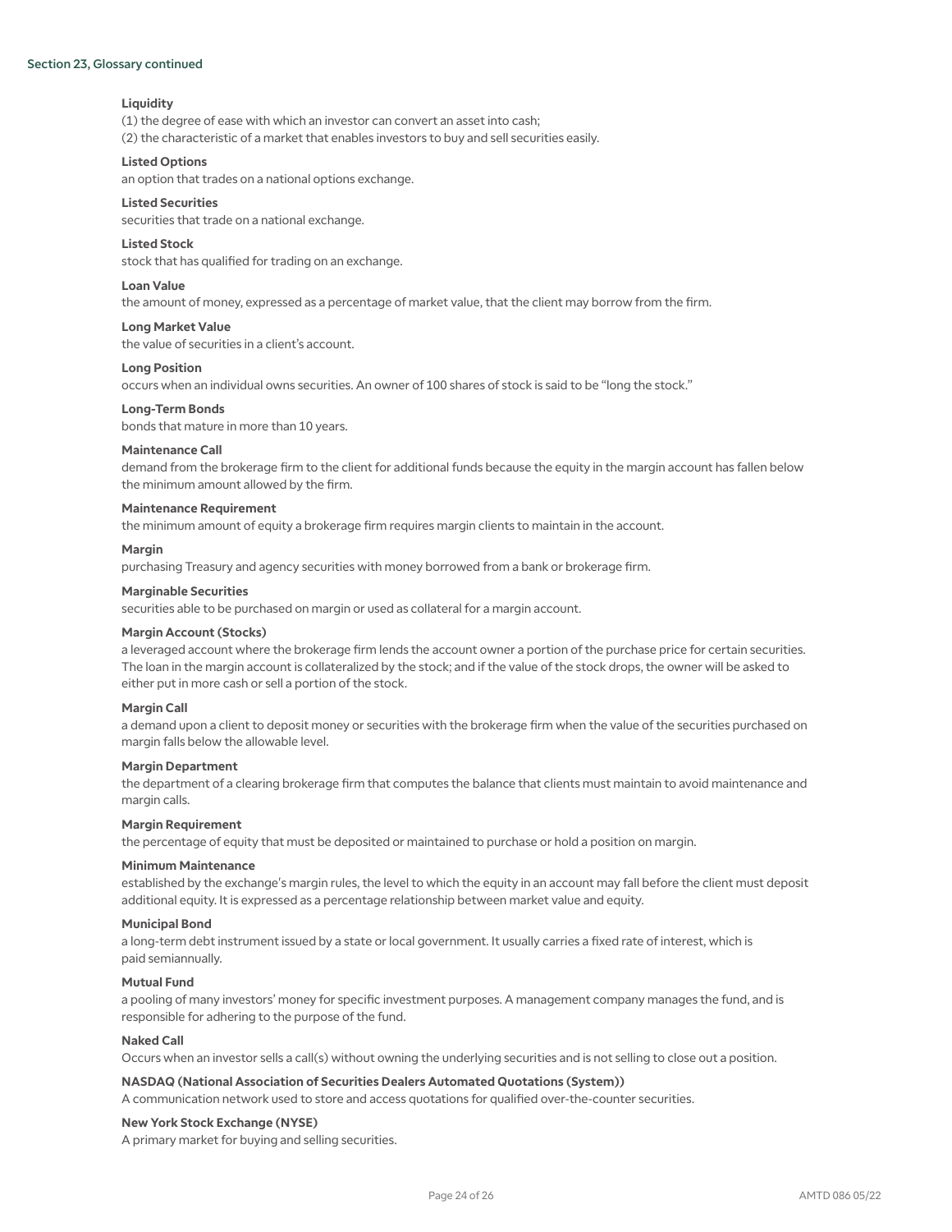Section 23, Glossary continued

**Liquidity**
(1) the degree of ease with which an investor can convert an asset into cash;
(2) the characteristic of a market that enables investors to buy and sell securities easily.

**Listed Options**
an option that trades on a national options exchange.

**Listed Securities**
securities that trade on a national exchange.

**Listed Stock**
stock that has qualified for trading on an exchange.

**Loan Value**
the amount of money, expressed as a percentage of market value, that the client may borrow from the firm.

**Long Market Value**
the value of securities in a client's account.

**Long Position**
occurs when an individual owns securities. An owner of 100 shares of stock is said to be "long the stock."

**Long-Term Bonds**
bonds that mature in more than 10 years.

**Maintenance Call**
demand from the brokerage firm to the client for additional funds because the equity in the margin account has fallen below the minimum amount allowed by the firm.

**Maintenance Requirement**
the minimum amount of equity a brokerage firm requires margin clients to maintain in the account.

**Margin**
purchasing Treasury and agency securities with money borrowed from a bank or brokerage firm.

**Marginable Securities**
securities able to be purchased on margin or used as collateral for a margin account.

**Margin Account (Stocks)**
a leveraged account where the brokerage firm lends the account owner a portion of the purchase price for certain securities. The loan in the margin account is collateralized by the stock; and if the value of the stock drops, the owner will be asked to either put in more cash or sell a portion of the stock.

**Margin Call**
a demand upon a client to deposit money or securities with the brokerage firm when the value of the securities purchased on margin falls below the allowable level.

**Margin Department**
the department of a clearing brokerage firm that computes the balance that clients must maintain to avoid maintenance and margin calls.

**Margin Requirement**
the percentage of equity that must be deposited or maintained to purchase or hold a position on margin.

**Minimum Maintenance**
established by the exchange's margin rules, the level to which the equity in an account may fall before the client must deposit additional equity. It is expressed as a percentage relationship between market value and equity.

**Municipal Bond**
a long-term debt instrument issued by a state or local government. It usually carries a fixed rate of interest, which is paid semiannually.

**Mutual Fund**
a pooling of many investors' money for specific investment purposes. A management company manages the fund, and is responsible for adhering to the purpose of the fund.

**Naked Call**
Occurs when an investor sells a call(s) without owning the underlying securities and is not selling to close out a position.

**NASDAQ (National Association of Securities Dealers Automated Quotations (System))**
A communication network used to store and access quotations for qualified over-the-counter securities.

**New York Stock Exchange (NYSE)**
A primary market for buying and selling securities.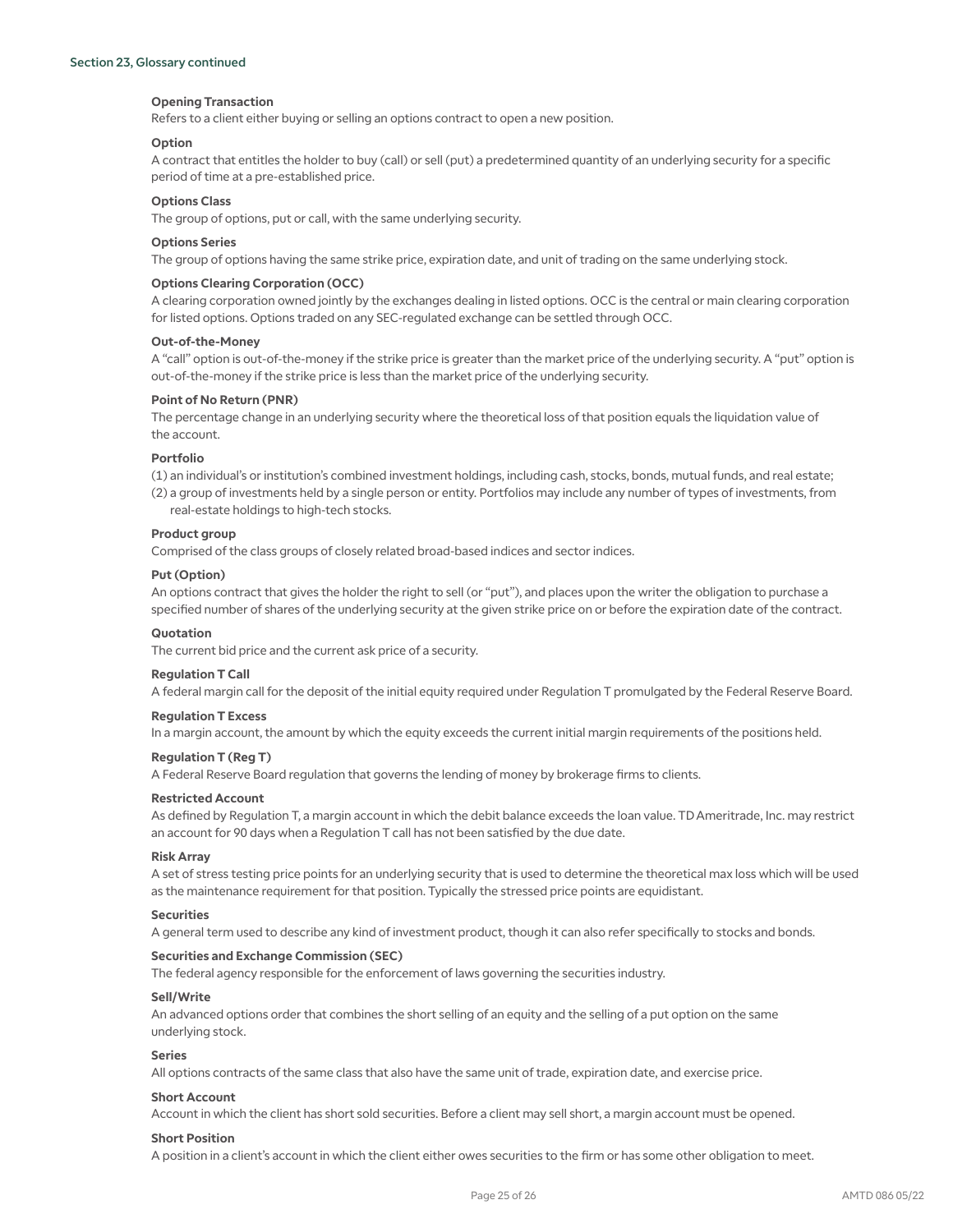Section 23, Glossary continued

**Opening Transaction**
Refers to a client either buying or selling an options contract to open a new position.

**Option**
A contract that entitles the holder to buy (call) or sell (put) a predetermined quantity of an underlying security for a specific period of time at a pre-established price.

**Options Class**
The group of options, put or call, with the same underlying security.

**Options Series**
The group of options having the same strike price, expiration date, and unit of trading on the same underlying stock.

**Options Clearing Corporation (OCC)**
A clearing corporation owned jointly by the exchanges dealing in listed options. OCC is the central or main clearing corporation for listed options. Options traded on any SEC-regulated exchange can be settled through OCC.

**Out-of-the-Money**
A "call" option is out-of-the-money if the strike price is greater than the market price of the underlying security. A "put" option is out-of-the-money if the strike price is less than the market price of the underlying security.

**Point of No Return (PNR)**
The percentage change in an underlying security where the theoretical loss of that position equals the liquidation value of the account.

**Portfolio**
(1) an individual's or institution's combined investment holdings, including cash, stocks, bonds, mutual funds, and real estate;
(2) a group of investments held by a single person or entity. Portfolios may include any number of types of investments, from real-estate holdings to high-tech stocks.

**Product group**
Comprised of the class groups of closely related broad-based indices and sector indices.

**Put (Option)**
An options contract that gives the holder the right to sell (or "put"), and places upon the writer the obligation to purchase a specified number of shares of the underlying security at the given strike price on or before the expiration date of the contract.

**Quotation**
The current bid price and the current ask price of a security.

**Regulation T Call**
A federal margin call for the deposit of the initial equity required under Regulation T promulgated by the Federal Reserve Board.

**Regulation T Excess**
In a margin account, the amount by which the equity exceeds the current initial margin requirements of the positions held.

**Regulation T (Reg T)**
A Federal Reserve Board regulation that governs the lending of money by brokerage firms to clients.

**Restricted Account**
As defined by Regulation T, a margin account in which the debit balance exceeds the loan value. TD Ameritrade, Inc. may restrict an account for 90 days when a Regulation T call has not been satisfied by the due date.

**Risk Array**
A set of stress testing price points for an underlying security that is used to determine the theoretical max loss which will be used as the maintenance requirement for that position. Typically the stressed price points are equidistant.

**Securities**
A general term used to describe any kind of investment product, though it can also refer specifically to stocks and bonds.

**Securities and Exchange Commission (SEC)**
The federal agency responsible for the enforcement of laws governing the securities industry.

**Sell/Write**
An advanced options order that combines the short selling of an equity and the selling of a put option on the same underlying stock.

**Series**
All options contracts of the same class that also have the same unit of trade, expiration date, and exercise price.

**Short Account**
Account in which the client has short sold securities. Before a client may sell short, a margin account must be opened.

**Short Position**
A position in a client's account in which the client either owes securities to the firm or has some other obligation to meet.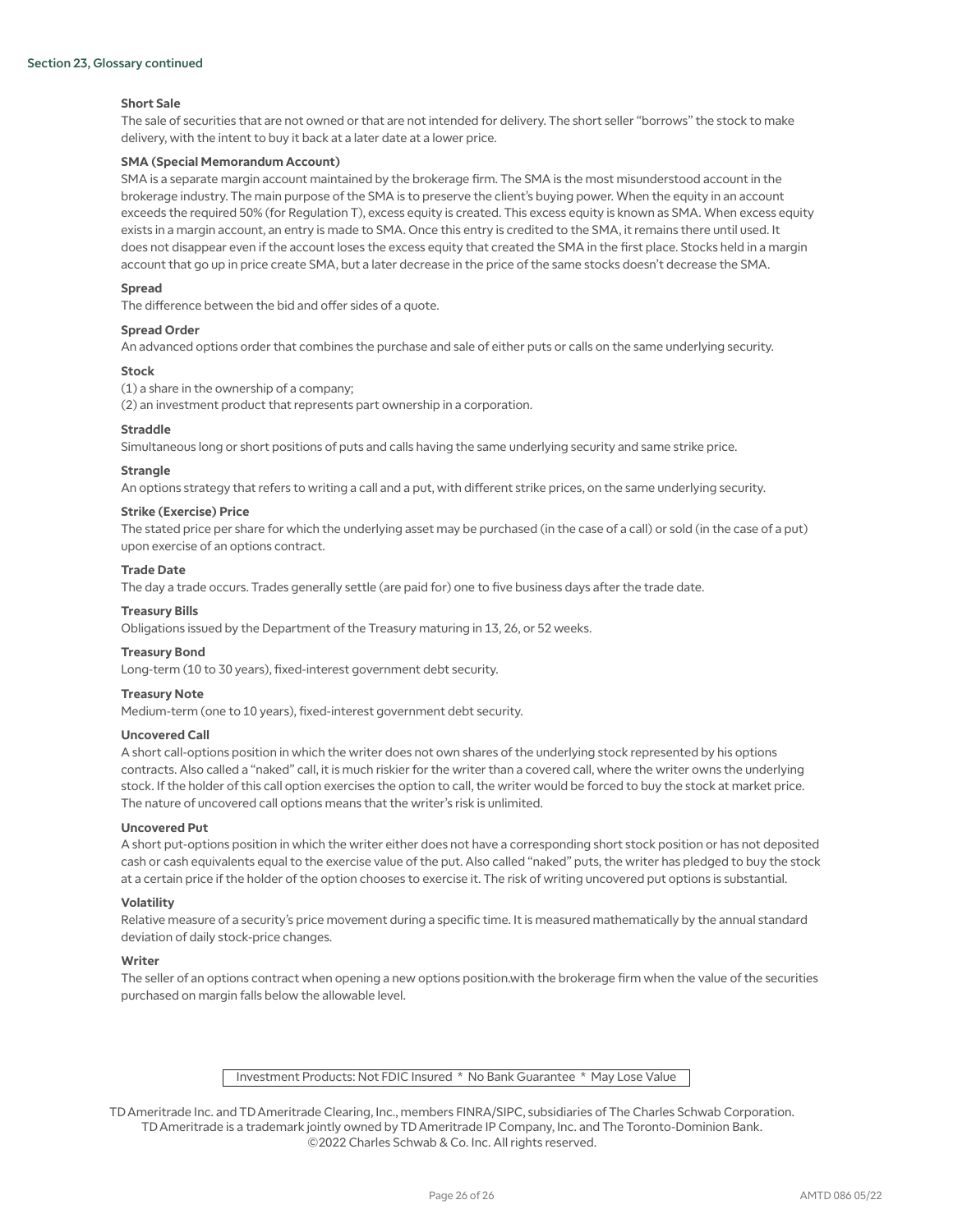Section 23, Glossary continued

**Short Sale**

The sale of securities that are not owned or that are not intended for delivery. The short seller "borrows" the stock to make delivery, with the intent to buy it back at a later date at a lower price.

**SMA (Special Memorandum Account)**

SMA is a separate margin account maintained by the brokerage firm. The SMA is the most misunderstood account in the brokerage industry. The main purpose of the SMA is to preserve the client's buying power. When the equity in an account exceeds the required 50% (for Regulation T), excess equity is created. This excess equity is known as SMA. When excess equity exists in a margin account, an entry is made to SMA. Once this entry is credited to the SMA, it remains there until used. It does not disappear even if the account loses the excess equity that created the SMA in the first place. Stocks held in a margin account that go up in price create SMA, but a later decrease in the price of the same stocks doesn't decrease the SMA.

**Spread**

The difference between the bid and offer sides of a quote.

**Spread Order**

An advanced options order that combines the purchase and sale of either puts or calls on the same underlying security.

**Stock**

(1) a share in the ownership of a company;
(2) an investment product that represents part ownership in a corporation.

**Straddle**

Simultaneous long or short positions of puts and calls having the same underlying security and same strike price.

**Strangle**

An options strategy that refers to writing a call and a put, with different strike prices, on the same underlying security.

**Strike (Exercise) Price**

The stated price per share for which the underlying asset may be purchased (in the case of a call) or sold (in the case of a put) upon exercise of an options contract.

**Trade Date**

The day a trade occurs. Trades generally settle (are paid for) one to five business days after the trade date.

**Treasury Bills**

Obligations issued by the Department of the Treasury maturing in 13, 26, or 52 weeks.

**Treasury Bond**

Long-term (10 to 30 years), fixed-interest government debt security.

**Treasury Note**

Medium-term (one to 10 years), fixed-interest government debt security.

**Uncovered Call**

A short call-options position in which the writer does not own shares of the underlying stock represented by his options contracts. Also called a "naked" call, it is much riskier for the writer than a covered call, where the writer owns the underlying stock. If the holder of this call option exercises the option to call, the writer would be forced to buy the stock at market price. The nature of uncovered call options means that the writer's risk is unlimited.

**Uncovered Put**

A short put-options position in which the writer either does not have a corresponding short stock position or has not deposited cash or cash equivalents equal to the exercise value of the put. Also called "naked" puts, the writer has pledged to buy the stock at a certain price if the holder of the option chooses to exercise it. The risk of writing uncovered put options is substantial.

**Volatility**

Relative measure of a security's price movement during a specific time. It is measured mathematically by the annual standard deviation of daily stock-price changes.

**Writer**

The seller of an options contract when opening a new options position.with the brokerage firm when the value of the securities purchased on margin falls below the allowable level.

Investment Products: Not FDIC Insured * No Bank Guarantee * May Lose Value

TD Ameritrade Inc. and TD Ameritrade Clearing, Inc., members FINRA/SIPC, subsidiaries of The Charles Schwab Corporation. TD Ameritrade is a trademark jointly owned by TD Ameritrade IP Company, Inc. and The Toronto-Dominion Bank. ©2022 Charles Schwab & Co. Inc. All rights reserved.

AMTD 086 05/22